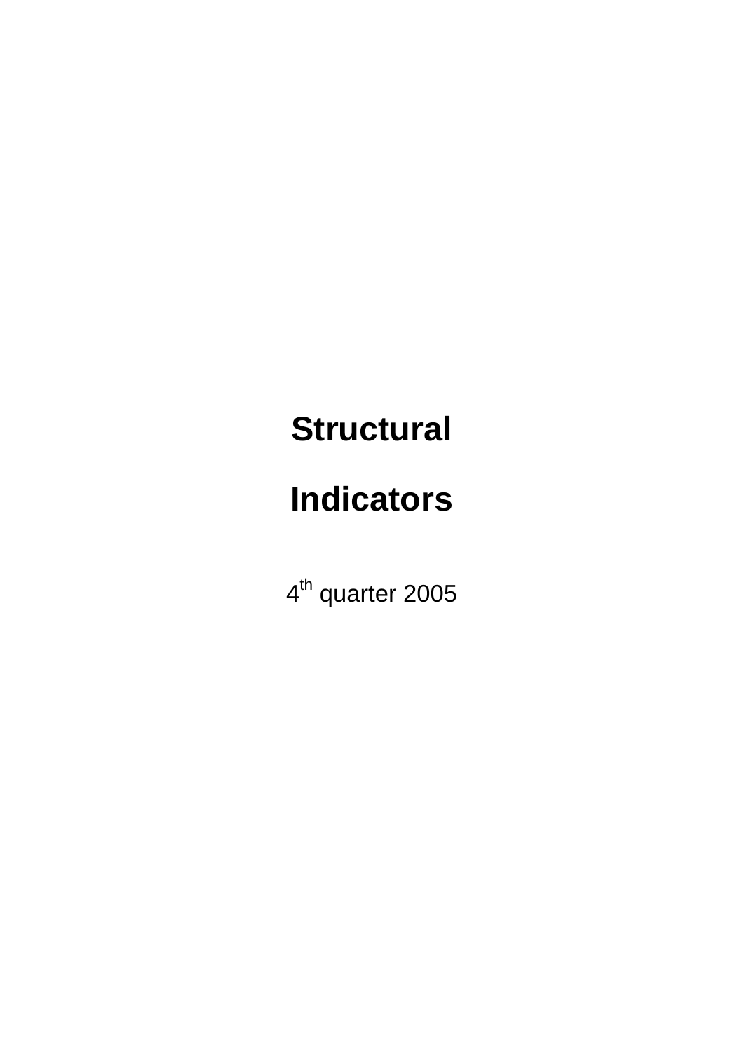# Structural

# Indicators

4th quarter 2005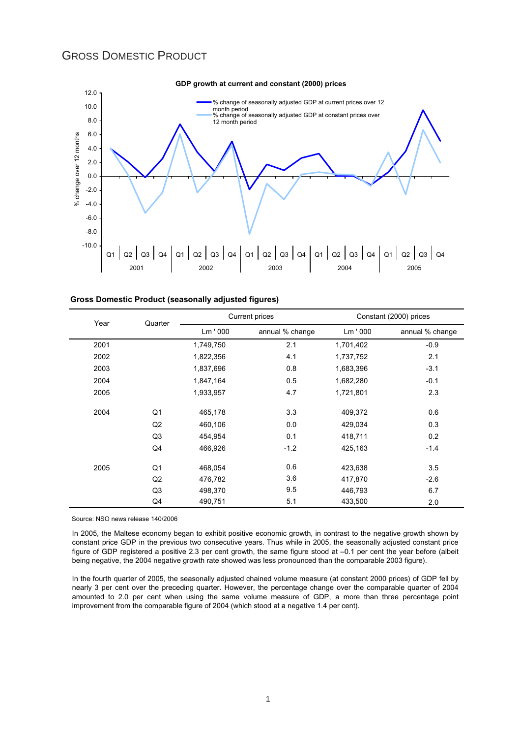# Gross Domestic Product

**GDP growth at current and constant (2000) prices**

**Gross Domestic Product (seasonally adjusted figures)**

| Year | Quarter | Current prices | | Constant (2000) prices | |
|---|---|---|---|---|---|
| | | Lm ' 000 | annual % change | Lm ' 000 | annual % change |
| 2001 | | 1,749,750 | 2.1 | 1,701,402 | -0.9 |
| 2002 | | 1,822,356 | 4.1 | 1,737,752 | 2.1 |
| 2003 | | 1,837,696 | 0.8 | 1,683,396 | -3.1 |
| 2004 | | 1,847,164 | 0.5 | 1,682,280 | -0.1 |
| 2005 | | 1,933,957 | 4.7 | 1,721,801 | 2.3 |
| 2004 | Q1 | 465,178 | 3.3 | 409,372 | 0.6 |
| | Q2 | 460,106 | 0.0 | 429,034 | 0.3 |
| | Q3 | 454,954 | 0.1 | 418,711 | 0.2 |
| | Q4 | 466,926 | -1.2 | 425,163 | -1.4 |
| 2005 | Q1 | 468,054 | 0.6 | 423,638 | 3.5 |
| | Q2 | 476,782 | 3.6 | 417,870 | -2.6 |
| | Q3 | 498,370 | 9.5 | 446,793 | 6.7 |
| | Q4 | 490,751 | 5.1 | 433,500 | 2.0 |

Source: NSO news release 140/2006

In 2005, the Maltese economy began to exhibit positive economic growth, in contrast to the negative growth shown by constant price GDP in the previous two consecutive years. Thus while in 2005, the seasonally adjusted constant price figure of GDP registered a positive 2.3 per cent growth, the same figure stood at –0.1 per cent the year before (albeit being negative, the 2004 negative growth rate showed was less pronounced than the comparable 2003 figure).

In the fourth quarter of 2005, the seasonally adjusted chained volume measure (at constant 2000 prices) of GDP fell by nearly 3 per cent over the preceding quarter. However, the percentage change over the comparable quarter of 2004 amounted to 2.0 per cent when using the same volume measure of GDP, a more than three percentage point improvement from the comparable figure of 2004 (which stood at a negative 1.4 per cent).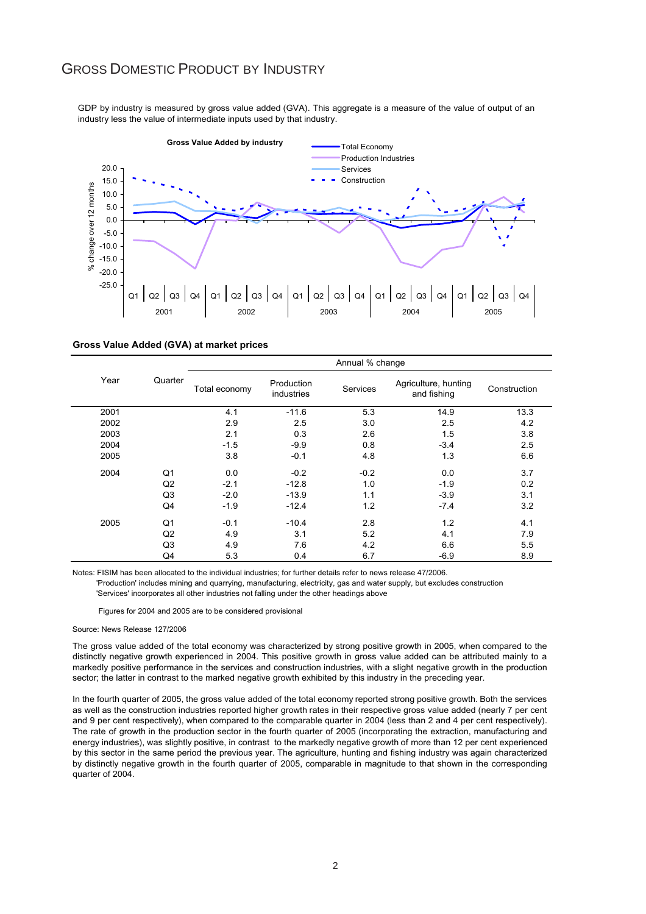# GROSS DOMESTIC PRODUCT BY INDUSTRY

GDP by industry is measured by gross value added (GVA). This aggregate is a measure of the value of output of an industry less the value of intermediate inputs used by that industry.

**Gross Value Added (GVA) at market prices**

| Year | Quarter | Annual % change | | | | |
|---|---|---|---|---|---|---|
| | | Total economy | Production industries | Services | Agriculture, hunting and fishing | Construction |
| 2001 | | 4.1 | -11.6 | 5.3 | 14.9 | 13.3 |
| 2002 | | 2.9 | 2.5 | 3.0 | 2.5 | 4.2 |
| 2003 | | 2.1 | 0.3 | 2.6 | 1.5 | 3.8 |
| 2004 | | -1.5 | -9.9 | 0.8 | -3.4 | 2.5 |
| 2005 | | 3.8 | -0.1 | 4.8 | 1.3 | 6.6 |
| 2004 | Q1 | 0.0 | -0.2 | -0.2 | 0.0 | 3.7 |
| | Q2 | -2.1 | -12.8 | 1.0 | -1.9 | 0.2 |
| | Q3 | -2.0 | -13.9 | 1.1 | -3.9 | 3.1 |
| | Q4 | -1.9 | -12.4 | 1.2 | -7.4 | 3.2 |
| 2005 | Q1 | -0.1 | -10.4 | 2.8 | 1.2 | 4.1 |
| | Q2 | 4.9 | 3.1 | 5.2 | 4.1 | 7.9 |
| | Q3 | 4.9 | 7.6 | 4.2 | 6.6 | 5.5 |
| | Q4 | 5.3 | 0.4 | 6.7 | -6.9 | 8.9 |

Notes: FISIM has been allocated to the individual industries; for further details refer to news release 47/2006.
'Production' includes mining and quarrying, manufacturing, electricity, gas and water supply, but excludes construction
'Services' incorporates all other industries not falling under the other headings above

Figures for 2004 and 2005 are to be considered provisional

Source: News Release 127/2006

The gross value added of the total economy was characterized by strong positive growth in 2005, when compared to the distinctly negative growth experienced in 2004. This positive growth in gross value added can be attributed mainly to a markedly positive performance in the services and construction industries, with a slight negative growth in the production sector; the latter in contrast to the marked negative growth exhibited by this industry in the preceding year.

In the fourth quarter of 2005, the gross value added of the total economy reported strong positive growth. Both the services as well as the construction industries reported higher growth rates in their respective gross value added (nearly 7 per cent and 9 per cent respectively), when compared to the comparable quarter in 2004 (less than 2 and 4 per cent respectively). The rate of growth in the production sector in the fourth quarter of 2005 (incorporating the extraction, manufacturing and energy industries), was slightly positive, in contrast to the markedly negative growth of more than 12 per cent experienced by this sector in the same period the previous year. The agriculture, hunting and fishing industry was again characterized by distinctly negative growth in the fourth quarter of 2005, comparable in magnitude to that shown in the corresponding quarter of 2004.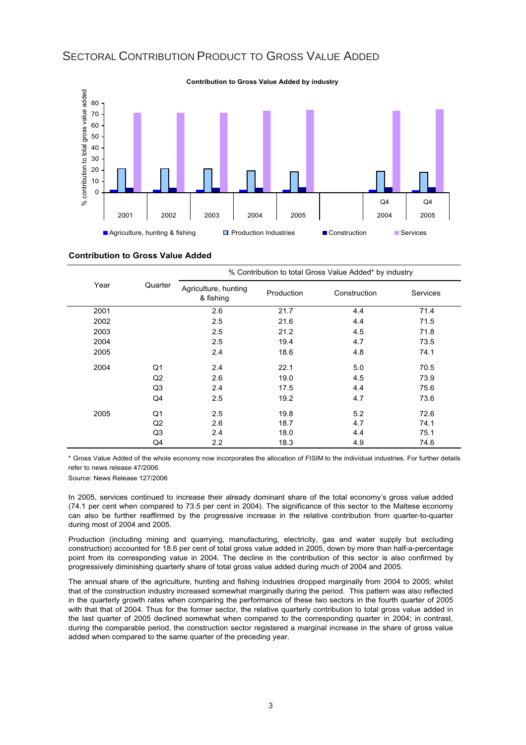## SECTORAL CONTRIBUTION PRODUCT TO GROSS VALUE ADDED

**Contribution to Gross Value Added by industry**

**Contribution to Gross Value Added**

| Year | Quarter | % Contribution to total Gross Value Added* by industry | | | |
|---|---|---|---|---|---|
| | | Agriculture, hunting & fishing | Production | Construction | Services |
| 2001 | | 2.6 | 21.7 | 4.4 | 71.4 |
| 2002 | | 2.5 | 21.6 | 4.4 | 71.5 |
| 2003 | | 2.5 | 21.2 | 4.5 | 71.8 |
| 2004 | | 2.5 | 19.4 | 4.7 | 73.5 |
| 2005 | | 2.4 | 18.6 | 4.8 | 74.1 |
| 2004 | Q1 | 2.4 | 22.1 | 5.0 | 70.5 |
| | Q2 | 2.6 | 19.0 | 4.5 | 73.9 |
| | Q3 | 2.4 | 17.5 | 4.4 | 75.6 |
| | Q4 | 2.5 | 19.2 | 4.7 | 73.6 |
| 2005 | Q1 | 2.5 | 19.8 | 5.2 | 72.6 |
| | Q2 | 2.6 | 18.7 | 4.7 | 74.1 |
| | Q3 | 2.4 | 18.0 | 4.4 | 75.1 |
| | Q4 | 2.2 | 18.3 | 4.9 | 74.6 |

\* Gross Value Added of the whole economy now incorporates the allocation of FISIM to the individual industries. For further details refer to news release 47/2006.

Source: News Release 127/2006

In 2005, services continued to increase their already dominant share of the total economy's gross value added (74.1 per cent when compared to 73.5 per cent in 2004). The significance of this sector to the Maltese economy can also be further reaffirmed by the progressive increase in the relative contribution from quarter-to-quarter during most of 2004 and 2005.

Production (including mining and quarrying, manufacturing, electricity, gas and water supply but excluding construction) accounted for 18.6 per cent of total gross value added in 2005, down by more than half-a-percentage point from its corresponding value in 2004. The decline in the contribution of this sector is also confirmed by progressively diminishing quarterly share of total gross value added during much of 2004 and 2005.

The annual share of the agriculture, hunting and fishing industries dropped marginally from 2004 to 2005; whilst that of the construction industry increased somewhat marginally during the period. This pattern was also reflected in the quarterly growth rates when comparing the performance of these two sectors in the fourth quarter of 2005 with that that of 2004. Thus for the former sector, the relative quarterly contribution to total gross value added in the last quarter of 2005 declined somewhat when compared to the corresponding quarter in 2004; in contrast, during the comparable period, the construction sector registered a marginal increase in the share of gross value added when compared to the same quarter of the preceding year.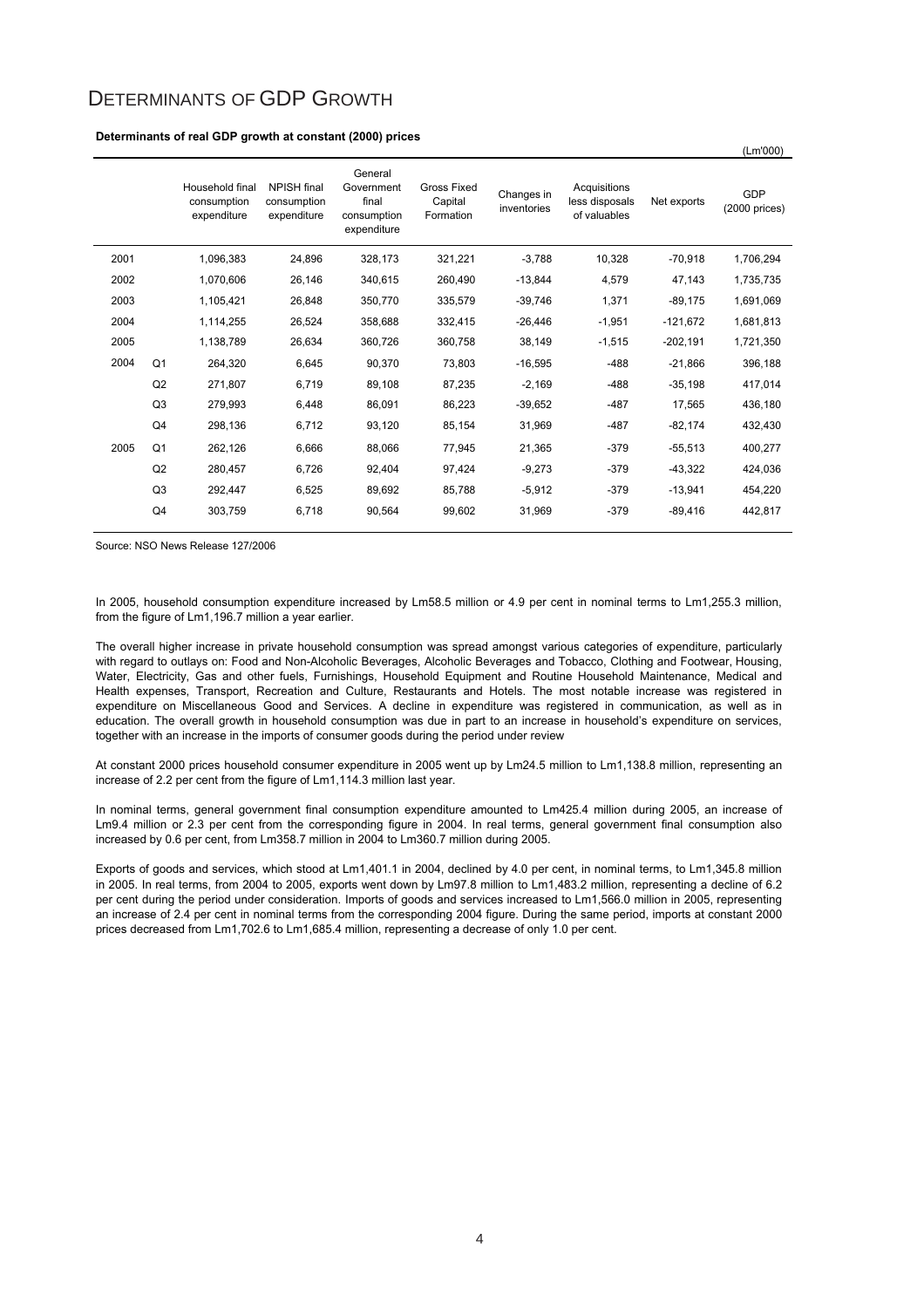# DETERMINANTS OF GDP GROWTH

**Determinants of real GDP growth at constant (2000) prices**

(Lm'000)

| | | Household final consumption expenditure | NPISH final consumption expenditure | General Government final consumption expenditure | Gross Fixed Capital Formation | Changes in inventories | Acquisitions less disposals of valuables | Net exports | GDP (2000 prices) |
|---|---|---|---|---|---|---|---|---|---|
| 2001 | | 1,096,383 | 24,896 | 328,173 | 321,221 | -3,788 | 10,328 | -70,918 | 1,706,294 |
| 2002 | | 1,070,606 | 26,146 | 340,615 | 260,490 | -13,844 | 4,579 | 47,143 | 1,735,735 |
| 2003 | | 1,105,421 | 26,848 | 350,770 | 335,579 | -39,746 | 1,371 | -89,175 | 1,691,069 |
| 2004 | | 1,114,255 | 26,524 | 358,688 | 332,415 | -26,446 | -1,951 | -121,672 | 1,681,813 |
| 2005 | | 1,138,789 | 26,634 | 360,726 | 360,758 | 38,149 | -1,515 | -202,191 | 1,721,350 |
| 2004 | Q1 | 264,320 | 6,645 | 90,370 | 73,803 | -16,595 | -488 | -21,866 | 396,188 |
| | Q2 | 271,807 | 6,719 | 89,108 | 87,235 | -2,169 | -488 | -35,198 | 417,014 |
| | Q3 | 279,993 | 6,448 | 86,091 | 86,223 | -39,652 | -487 | 17,565 | 436,180 |
| | Q4 | 298,136 | 6,712 | 93,120 | 85,154 | 31,969 | -487 | -82,174 | 432,430 |
| 2005 | Q1 | 262,126 | 6,666 | 88,066 | 77,945 | 21,365 | -379 | -55,513 | 400,277 |
| | Q2 | 280,457 | 6,726 | 92,404 | 97,424 | -9,273 | -379 | -43,322 | 424,036 |
| | Q3 | 292,447 | 6,525 | 89,692 | 85,788 | -5,912 | -379 | -13,941 | 454,220 |
| | Q4 | 303,759 | 6,718 | 90,564 | 99,602 | 31,969 | -379 | -89,416 | 442,817 |

Source: NSO News Release 127/2006

In 2005, household consumption expenditure increased by Lm58.5 million or 4.9 per cent in nominal terms to Lm1,255.3 million, from the figure of Lm1,196.7 million a year earlier.

The overall higher increase in private household consumption was spread amongst various categories of expenditure, particularly with regard to outlays on: Food and Non-Alcoholic Beverages, Alcoholic Beverages and Tobacco, Clothing and Footwear, Housing, Water, Electricity, Gas and other fuels, Furnishings, Household Equipment and Routine Household Maintenance, Medical and Health expenses, Transport, Recreation and Culture, Restaurants and Hotels. The most notable increase was registered in expenditure on Miscellaneous Good and Services. A decline in expenditure was registered in communication, as well as in education. The overall growth in household consumption was due in part to an increase in household's expenditure on services, together with an increase in the imports of consumer goods during the period under review

At constant 2000 prices household consumer expenditure in 2005 went up by Lm24.5 million to Lm1,138.8 million, representing an increase of 2.2 per cent from the figure of Lm1,114.3 million last year.

In nominal terms, general government final consumption expenditure amounted to Lm425.4 million during 2005, an increase of Lm9.4 million or 2.3 per cent from the corresponding figure in 2004. In real terms, general government final consumption also increased by 0.6 per cent, from Lm358.7 million in 2004 to Lm360.7 million during 2005.

Exports of goods and services, which stood at Lm1,401.1 in 2004, declined by 4.0 per cent, in nominal terms, to Lm1,345.8 million in 2005. In real terms, from 2004 to 2005, exports went down by Lm97.8 million to Lm1,483.2 million, representing a decline of 6.2 per cent during the period under consideration. Imports of goods and services increased to Lm1,566.0 million in 2005, representing an increase of 2.4 per cent in nominal terms from the corresponding 2004 figure. During the same period, imports at constant 2000 prices decreased from Lm1,702.6 to Lm1,685.4 million, representing a decrease of only 1.0 per cent.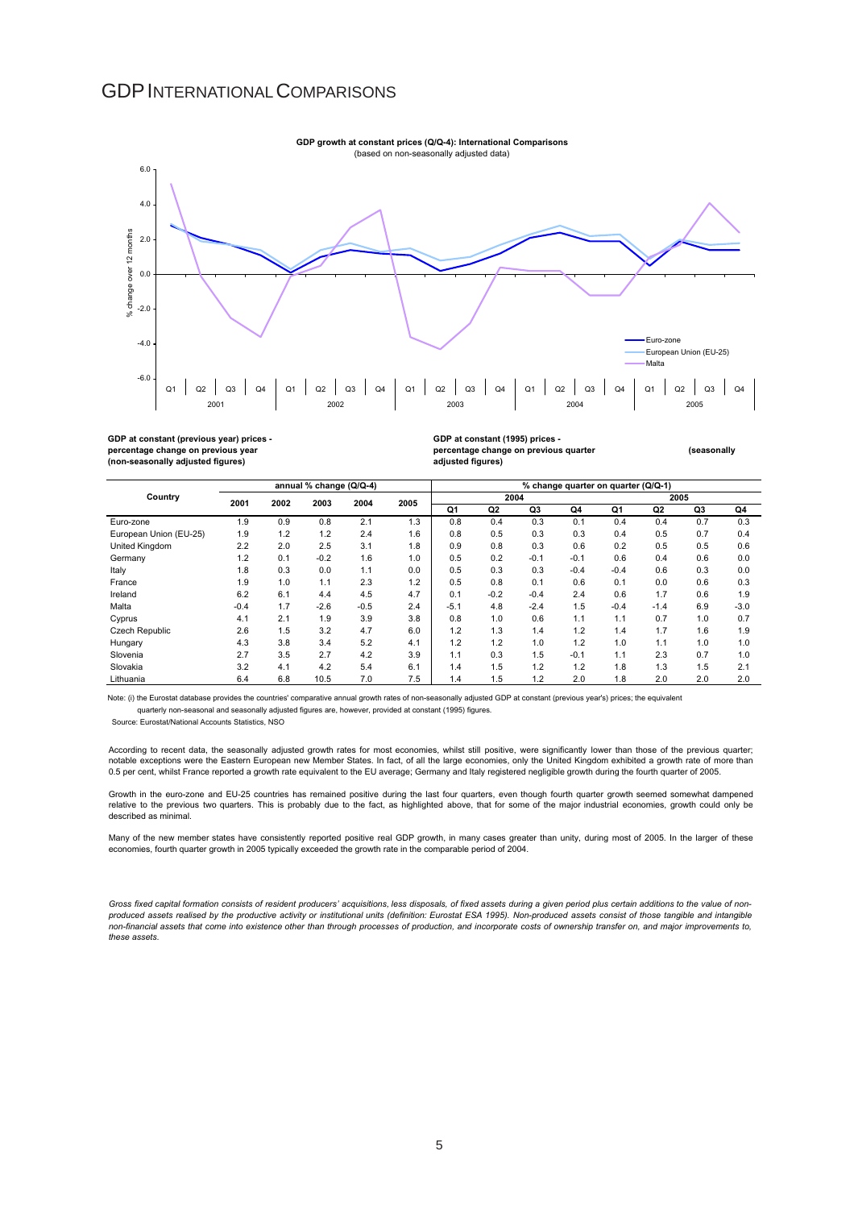# GDP INTERNATIONAL COMPARISONS

**GDP growth at constant prices (Q/Q-4): International Comparisons**
(based on non-seasonally adjusted data)

**GDP at constant (previous year) prices - percentage change on previous year (non-seasonally adjusted figures)**

**GDP at constant (1995) prices - percentage change on previous quarter (seasonally adjusted figures)**

| Country | annual % change (Q/Q-4) | | | | | % change quarter on quarter (Q/Q-1) | | | | | | | |
|---|---|---|---|---|---|---|---|---|---|---|---|---|---|
| | 2001 | 2002 | 2003 | 2004 | 2005 | 2004 | | | | 2005 | | | |
| | | | | | | Q1 | Q2 | Q3 | Q4 | Q1 | Q2 | Q3 | Q4 |
| Euro-zone | 1.9 | 0.9 | 0.8 | 2.1 | 1.3 | 0.8 | 0.4 | 0.3 | 0.1 | 0.4 | 0.4 | 0.7 | 0.3 |
| European Union (EU-25) | 1.9 | 1.2 | 1.2 | 2.4 | 1.6 | 0.8 | 0.5 | 0.3 | 0.3 | 0.4 | 0.5 | 0.7 | 0.4 |
| United Kingdom | 2.2 | 2.0 | 2.5 | 3.1 | 1.8 | 0.9 | 0.8 | 0.3 | 0.6 | 0.2 | 0.5 | 0.5 | 0.6 |
| Germany | 1.2 | 0.1 | -0.2 | 1.6 | 1.0 | 0.5 | 0.2 | -0.1 | -0.1 | 0.6 | 0.4 | 0.6 | 0.0 |
| Italy | 1.8 | 0.3 | 0.0 | 1.1 | 0.0 | 0.5 | 0.3 | 0.3 | -0.4 | -0.4 | 0.6 | 0.3 | 0.0 |
| France | 1.9 | 1.0 | 1.1 | 2.3 | 1.2 | 0.5 | 0.8 | 0.1 | 0.6 | 0.1 | 0.0 | 0.6 | 0.3 |
| Ireland | 6.2 | 6.1 | 4.4 | 4.5 | 4.7 | 0.1 | -0.2 | -0.4 | 2.4 | 0.6 | 1.7 | 0.6 | 1.9 |
| Malta | -0.4 | 1.7 | -2.6 | -0.5 | 2.4 | -5.1 | 4.8 | -2.4 | 1.5 | -0.4 | -1.4 | 6.9 | -3.0 |
| Cyprus | 4.1 | 2.1 | 1.9 | 3.9 | 3.8 | 0.8 | 1.0 | 0.6 | 1.1 | 1.1 | 0.7 | 1.0 | 0.7 |
| Czech Republic | 2.6 | 1.5 | 3.2 | 4.7 | 6.0 | 1.2 | 1.3 | 1.4 | 1.2 | 1.4 | 1.7 | 1.6 | 1.9 |
| Hungary | 4.3 | 3.8 | 3.4 | 5.2 | 4.1 | 1.2 | 1.2 | 1.0 | 1.2 | 1.0 | 1.1 | 1.0 | 1.0 |
| Slovenia | 2.7 | 3.5 | 2.7 | 4.2 | 3.9 | 1.1 | 0.3 | 1.5 | -0.1 | 1.1 | 2.3 | 0.7 | 1.0 |
| Slovakia | 3.2 | 4.1 | 4.2 | 5.4 | 6.1 | 1.4 | 1.5 | 1.2 | 1.2 | 1.8 | 1.3 | 1.5 | 2.1 |
| Lithuania | 6.4 | 6.8 | 10.5 | 7.0 | 7.5 | 1.4 | 1.5 | 1.2 | 2.0 | 1.8 | 2.0 | 2.0 | 2.0 |

Note: (i) the Eurostat database provides the countries' comparative annual growth rates of non-seasonally adjusted GDP at constant (previous year's) prices; the equivalent quarterly non-seasonal and seasonally adjusted figures are, however, provided at constant (1995) figures.

Source: Eurostat/National Accounts Statistics, NSO

According to recent data, the seasonally adjusted growth rates for most economies, whilst still positive, were significantly lower than those of the previous quarter; notable exceptions were the Eastern European new Member States. In fact, of all the large economies, only the United Kingdom exhibited a growth rate of more than 0.5 per cent, whilst France reported a growth rate equivalent to the EU average; Germany and Italy registered negligible growth during the fourth quarter of 2005.

Growth in the euro-zone and EU-25 countries has remained positive during the last four quarters, even though fourth quarter growth seemed somewhat dampened relative to the previous two quarters. This is probably due to the fact, as highlighted above, that for some of the major industrial economies, growth could only be described as minimal.

Many of the new member states have consistently reported positive real GDP growth, in many cases greater than unity, during most of 2005. In the larger of these economies, fourth quarter growth in 2005 typically exceeded the growth rate in the comparable period of 2004.

*Gross fixed capital formation consists of resident producers' acquisitions, less disposals, of fixed assets during a given period plus certain additions to the value of non-produced assets realised by the productive activity or institutional units (definition: Eurostat ESA 1995). Non-produced assets consist of those tangible and intangible non-financial assets that come into existence other than through processes of production, and incorporate costs of ownership transfer on, and major improvements to, these assets.*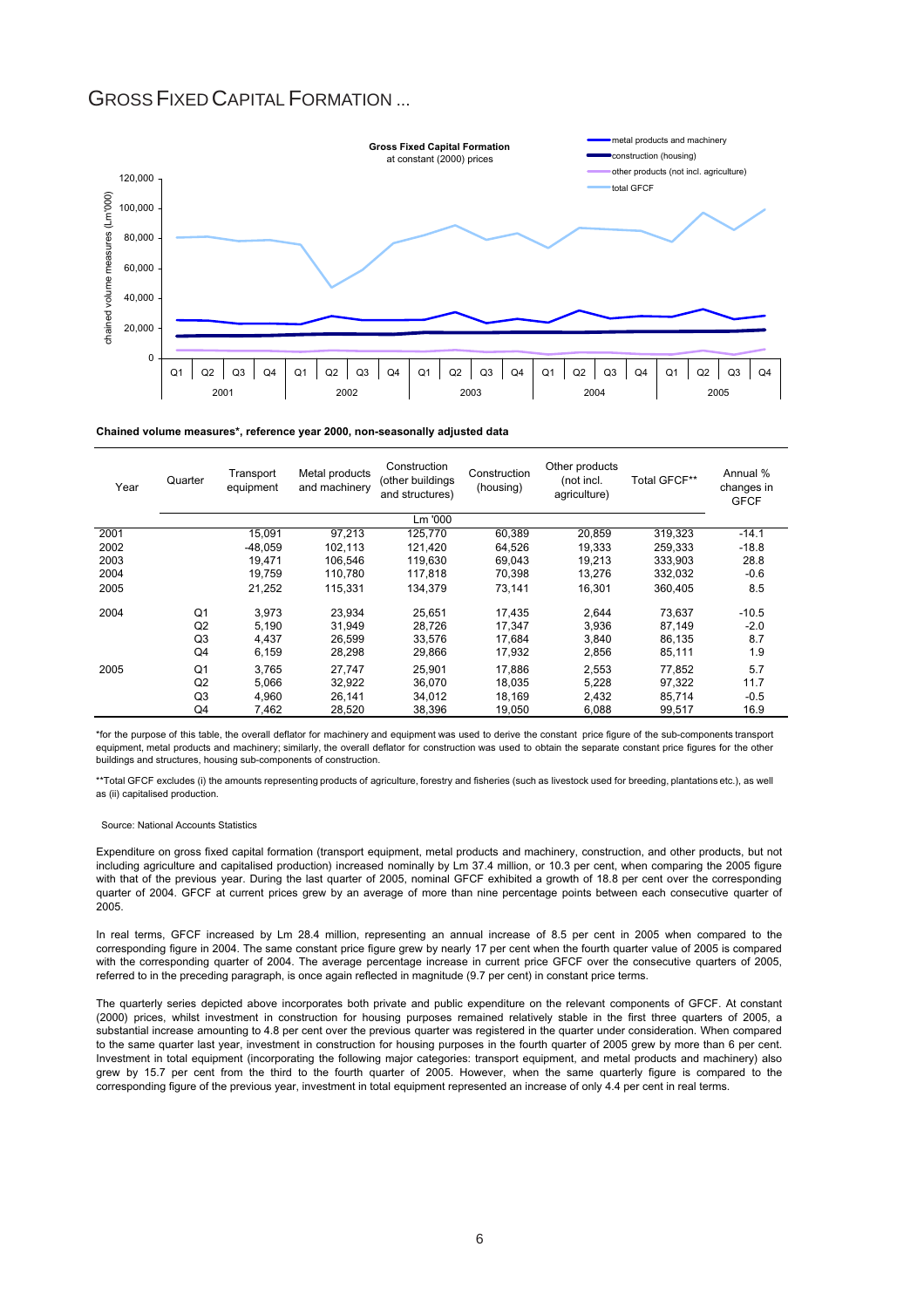# GROSS FIXED CAPITAL FORMATION ...

**Chained volume measures\*, reference year 2000, non-seasonally adjusted data**

| Year | Quarter | Transport equipment | Metal products and machinery | Construction (other buildings and structures) | Construction (housing) | Other products (not incl. agriculture) | Total GFCF** | Annual % changes in GFCF |
|---|---|---|---|---|---|---|---|---|
| | | | | Lm '000 | | | | |
| 2001 | | 15,091 | 97,213 | 125,770 | 60,389 | 20,859 | 319,323 | -14.1 |
| 2002 | | -48,059 | 102,113 | 121,420 | 64,526 | 19,333 | 259,333 | -18.8 |
| 2003 | | 19,471 | 106,546 | 119,630 | 69,043 | 19,213 | 333,903 | 28.8 |
| 2004 | | 19,759 | 110,780 | 117,818 | 70,398 | 13,276 | 332,032 | -0.6 |
| 2005 | | 21,252 | 115,331 | 134,379 | 73,141 | 16,301 | 360,405 | 8.5 |
| 2004 | Q1 | 3,973 | 23,934 | 25,651 | 17,435 | 2,644 | 73,637 | -10.5 |
| | Q2 | 5,190 | 31,949 | 28,726 | 17,347 | 3,936 | 87,149 | -2.0 |
| | Q3 | 4,437 | 26,599 | 33,576 | 17,684 | 3,840 | 86,135 | 8.7 |
| | Q4 | 6,159 | 28,298 | 29,866 | 17,932 | 2,856 | 85,111 | 1.9 |
| 2005 | Q1 | 3,765 | 27,747 | 25,901 | 17,886 | 2,553 | 77,852 | 5.7 |
| | Q2 | 5,066 | 32,922 | 36,070 | 18,035 | 5,228 | 97,322 | 11.7 |
| | Q3 | 4,960 | 26,141 | 34,012 | 18,169 | 2,432 | 85,714 | -0.5 |
| | Q4 | 7,462 | 28,520 | 38,396 | 19,050 | 6,088 | 99,517 | 16.9 |

\*for the purpose of this table, the overall deflator for machinery and equipment was used to derive the constant price figure of the sub-components transport equipment, metal products and machinery; similarly, the overall deflator for construction was used to obtain the separate constant price figures for the other buildings and structures, housing sub-components of construction.

\*\*Total GFCF excludes (i) the amounts representing products of agriculture, forestry and fisheries (such as livestock used for breeding, plantations etc.), as well as (ii) capitalised production.

Source: National Accounts Statistics

Expenditure on gross fixed capital formation (transport equipment, metal products and machinery, construction, and other products, but not including agriculture and capitalised production) increased nominally by Lm 37.4 million, or 10.3 per cent, when comparing the 2005 figure with that of the previous year. During the last quarter of 2005, nominal GFCF exhibited a growth of 18.8 per cent over the corresponding quarter of 2004. GFCF at current prices grew by an average of more than nine percentage points between each consecutive quarter of 2005.

In real terms, GFCF increased by Lm 28.4 million, representing an annual increase of 8.5 per cent in 2005 when compared to the corresponding figure in 2004. The same constant price figure grew by nearly 17 per cent when the fourth quarter value of 2005 is compared with the corresponding quarter of 2004. The average percentage increase in current price GFCF over the consecutive quarters of 2005, referred to in the preceding paragraph, is once again reflected in magnitude (9.7 per cent) in constant price terms.

The quarterly series depicted above incorporates both private and public expenditure on the relevant components of GFCF. At constant (2000) prices, whilst investment in construction for housing purposes remained relatively stable in the first three quarters of 2005, a substantial increase amounting to 4.8 per cent over the previous quarter was registered in the quarter under consideration. When compared to the same quarter last year, investment in construction for housing purposes in the fourth quarter of 2005 grew by more than 6 per cent. Investment in total equipment (incorporating the following major categories: transport equipment, and metal products and machinery) also grew by 15.7 per cent from the third to the fourth quarter of 2005. However, when the same quarterly figure is compared to the corresponding figure of the previous year, investment in total equipment represented an increase of only 4.4 per cent in real terms.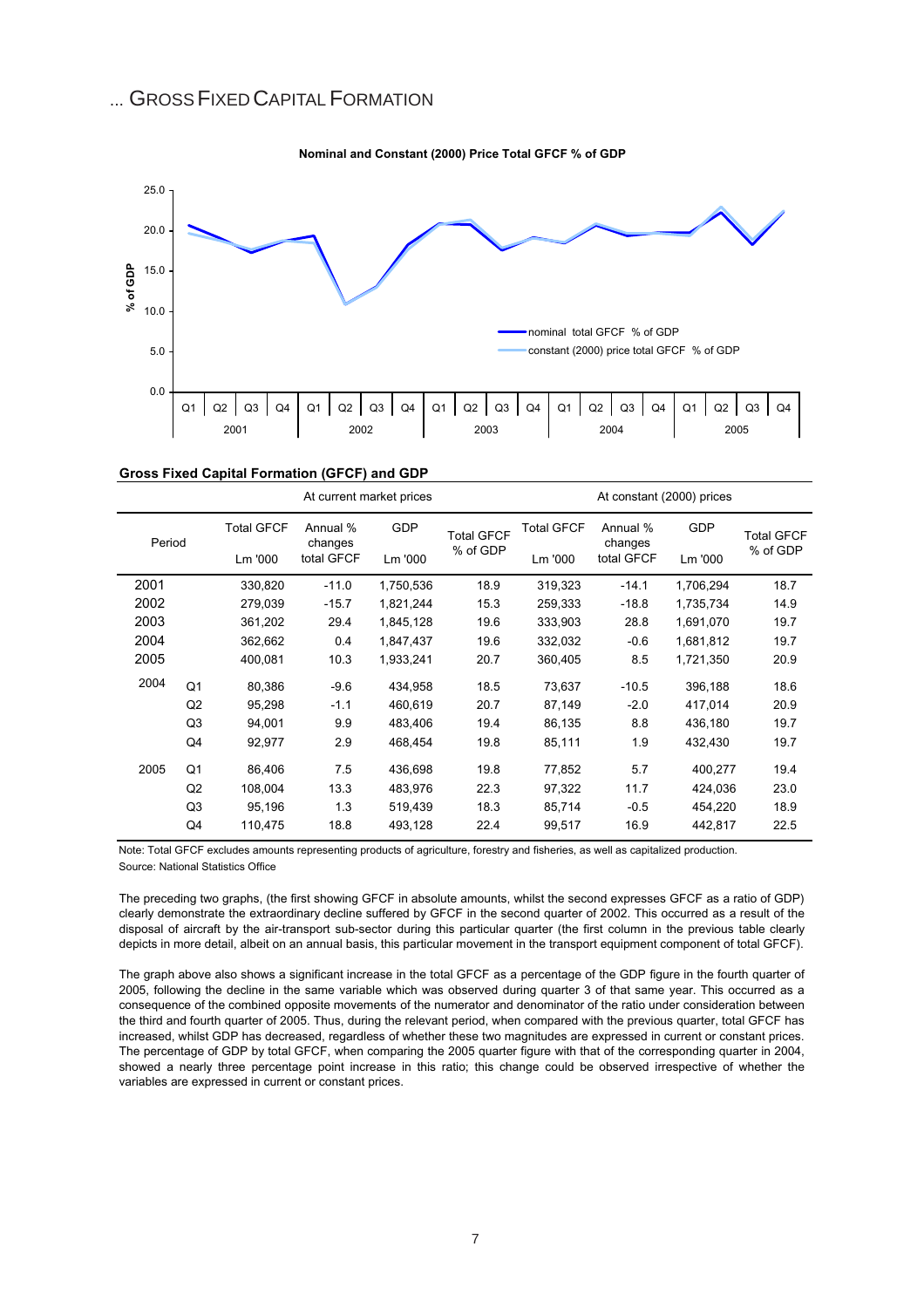# ... GROSS FIXED CAPITAL FORMATION

**Nominal and Constant (2000) Price Total GFCF % of GDP**

**Gross Fixed Capital Formation (GFCF) and GDP**

| Period | | At current market prices | | | | At constant (2000) prices | | | |
|---|---|---|---|---|---|---|---|---|---|
| | | Total GFCF Lm '000 | Annual % changes total GFCF | GDP Lm '000 | Total GFCF % of GDP | Total GFCF Lm '000 | Annual % changes total GFCF | GDP Lm '000 | Total GFCF % of GDP |
| 2001 | | 330,820 | -11.0 | 1,750,536 | 18.9 | 319,323 | -14.1 | 1,706,294 | 18.7 |
| 2002 | | 279,039 | -15.7 | 1,821,244 | 15.3 | 259,333 | -18.8 | 1,735,734 | 14.9 |
| 2003 | | 361,202 | 29.4 | 1,845,128 | 19.6 | 333,903 | 28.8 | 1,691,070 | 19.7 |
| 2004 | | 362,662 | 0.4 | 1,847,437 | 19.6 | 332,032 | -0.6 | 1,681,812 | 19.7 |
| 2005 | | 400,081 | 10.3 | 1,933,241 | 20.7 | 360,405 | 8.5 | 1,721,350 | 20.9 |
| 2004 | Q1 | 80,386 | -9.6 | 434,958 | 18.5 | 73,637 | -10.5 | 396,188 | 18.6 |
| | Q2 | 95,298 | -1.1 | 460,619 | 20.7 | 87,149 | -2.0 | 417,014 | 20.9 |
| | Q3 | 94,001 | 9.9 | 483,406 | 19.4 | 86,135 | 8.8 | 436,180 | 19.7 |
| | Q4 | 92,977 | 2.9 | 468,454 | 19.8 | 85,111 | 1.9 | 432,430 | 19.7 |
| 2005 | Q1 | 86,406 | 7.5 | 436,698 | 19.8 | 77,852 | 5.7 | 400,277 | 19.4 |
| | Q2 | 108,004 | 13.3 | 483,976 | 22.3 | 97,322 | 11.7 | 424,036 | 23.0 |
| | Q3 | 95,196 | 1.3 | 519,439 | 18.3 | 85,714 | -0.5 | 454,220 | 18.9 |
| | Q4 | 110,475 | 18.8 | 493,128 | 22.4 | 99,517 | 16.9 | 442,817 | 22.5 |

Note: Total GFCF excludes amounts representing products of agriculture, forestry and fisheries, as well as capitalized production.
Source: National Statistics Office

The preceding two graphs, (the first showing GFCF in absolute amounts, whilst the second expresses GFCF as a ratio of GDP) clearly demonstrate the extraordinary decline suffered by GFCF in the second quarter of 2002. This occurred as a result of the disposal of aircraft by the air-transport sub-sector during this particular quarter (the first column in the previous table clearly depicts in more detail, albeit on an annual basis, this particular movement in the transport equipment component of total GFCF).

The graph above also shows a significant increase in the total GFCF as a percentage of the GDP figure in the fourth quarter of 2005, following the decline in the same variable which was observed during quarter 3 of that same year. This occurred as a consequence of the combined opposite movements of the numerator and denominator of the ratio under consideration between the third and fourth quarter of 2005. Thus, during the relevant period, when compared with the previous quarter, total GFCF has increased, whilst GDP has decreased, regardless of whether these two magnitudes are expressed in current or constant prices. The percentage of GDP by total GFCF, when comparing the 2005 quarter figure with that of the corresponding quarter in 2004, showed a nearly three percentage point increase in this ratio; this change could be observed irrespective of whether the variables are expressed in current or constant prices.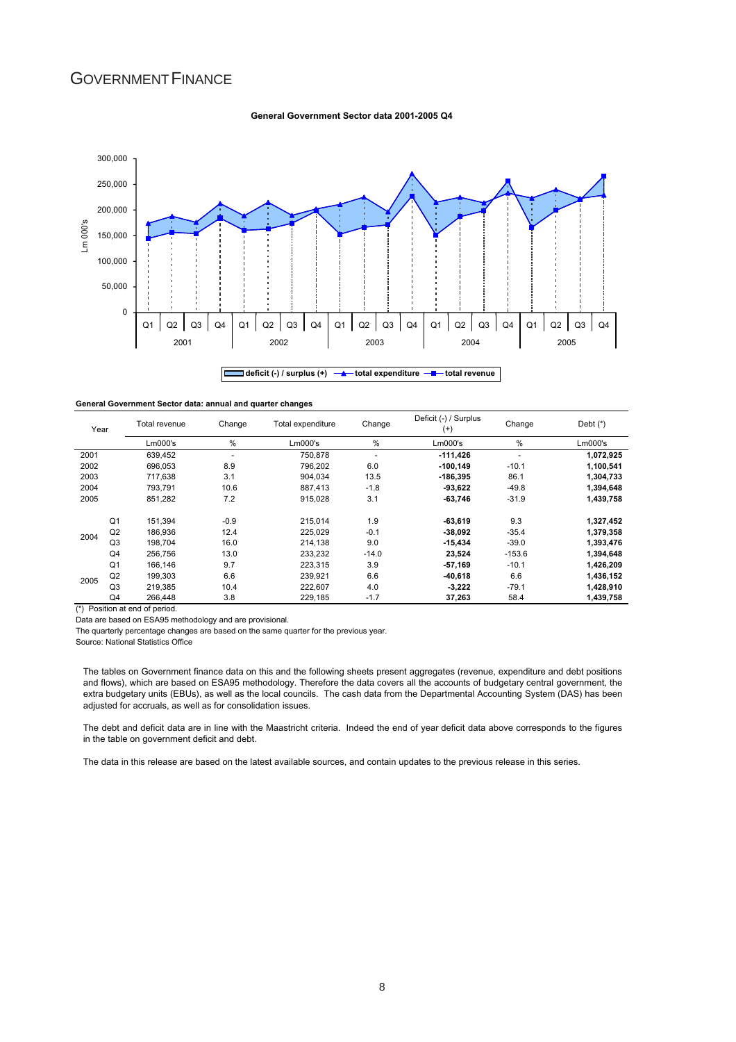# GOVERNMENT FINANCE

**General Government Sector data 2001-2005 Q4**

**General Government Sector data: annual and quarter changes**

| Year | | Total revenue | Change | Total expenditure | Change | Deficit (-) / Surplus (+) | Change | Debt (*) |
|---|---|---|---|---|---|---|---|---|
| | | Lm000's | % | Lm000's | % | Lm000's | % | Lm000's |
| 2001 | | 639,452 | - | 750,878 | - | **-111,426** | - | **1,072,925** |
| 2002 | | 696,053 | 8.9 | 796,202 | 6.0 | **-100,149** | -10.1 | **1,100,541** |
| 2003 | | 717,638 | 3.1 | 904,034 | 13.5 | **-186,395** | 86.1 | **1,304,733** |
| 2004 | | 793,791 | 10.6 | 887,413 | -1.8 | **-93,622** | -49.8 | **1,394,648** |
| 2005 | | 851,282 | 7.2 | 915,028 | 3.1 | **-63,746** | -31.9 | **1,439,758** |
| 2004 | Q1 | 151,394 | -0.9 | 215,014 | 1.9 | **-63,619** | 9.3 | **1,327,452** |
| | Q2 | 186,936 | 12.4 | 225,029 | -0.1 | **-38,092** | -35.4 | **1,379,358** |
| | Q3 | 198,704 | 16.0 | 214,138 | 9.0 | **-15,434** | -39.0 | **1,393,476** |
| | Q4 | 256,756 | 13.0 | 233,232 | -14.0 | **23,524** | -153.6 | **1,394,648** |
| 2005 | Q1 | 166,146 | 9.7 | 223,315 | 3.9 | **-57,169** | -10.1 | **1,426,209** |
| | Q2 | 199,303 | 6.6 | 239,921 | 6.6 | **-40,618** | 6.6 | **1,436,152** |
| | Q3 | 219,385 | 10.4 | 222,607 | 4.0 | **-3,222** | -79.1 | **1,428,910** |
| | Q4 | 266,448 | 3.8 | 229,185 | -1.7 | **37,263** | 58.4 | **1,439,758** |

(*) Position at end of period.

Data are based on ESA95 methodology and are provisional.

The quarterly percentage changes are based on the same quarter for the previous year.

Source: National Statistics Office

The tables on Government finance data on this and the following sheets present aggregates (revenue, expenditure and debt positions and flows), which are based on ESA95 methodology. Therefore the data covers all the accounts of budgetary central government, the extra budgetary units (EBUs), as well as the local councils. The cash data from the Departmental Accounting System (DAS) has been adjusted for accruals, as well as for consolidation issues.

The debt and deficit data are in line with the Maastricht criteria. Indeed the end of year deficit data above corresponds to the figures in the table on government deficit and debt.

The data in this release are based on the latest available sources, and contain updates to the previous release in this series.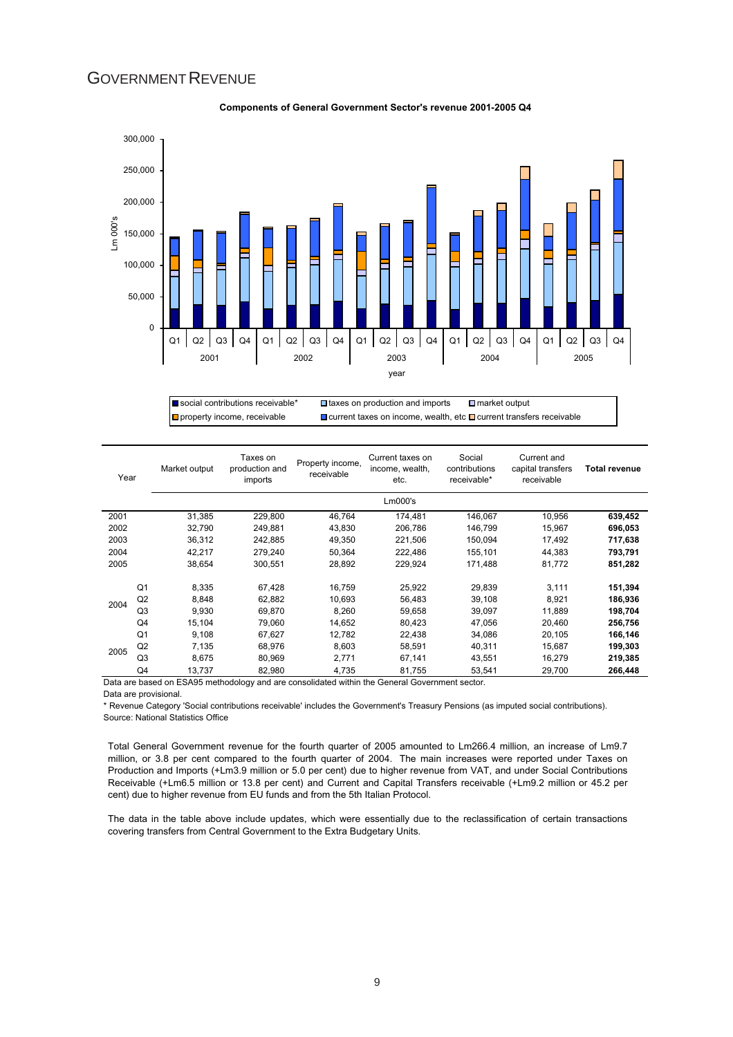# GOVERNMENT REVENUE

**Components of General Government Sector's revenue 2001-2005 Q4**

| Year | | Market output | Taxes on production and imports | Property income, receivable | Current taxes on income, wealth, etc. | Social contributions receivable* | Current and capital transfers receivable | **Total revenue** |
|---|---|---|---|---|---|---|---|---|
| | | | | | Lm000's | | | |
| 2001 | | 31,385 | 229,800 | 46,764 | 174,481 | 146,067 | 10,956 | **639,452** |
| 2002 | | 32,790 | 249,881 | 43,830 | 206,786 | 146,799 | 15,967 | **696,053** |
| 2003 | | 36,312 | 242,885 | 49,350 | 221,506 | 150,094 | 17,492 | **717,638** |
| 2004 | | 42,217 | 279,240 | 50,364 | 222,486 | 155,101 | 44,383 | **793,791** |
| 2005 | | 38,654 | 300,551 | 28,892 | 229,924 | 171,488 | 81,772 | **851,282** |
| 2004 | Q1 | 8,335 | 67,428 | 16,759 | 25,922 | 29,839 | 3,111 | **151,394** |
| | Q2 | 8,848 | 62,882 | 10,693 | 56,483 | 39,108 | 8,921 | **186,936** |
| | Q3 | 9,930 | 69,870 | 8,260 | 59,658 | 39,097 | 11,889 | **198,704** |
| | Q4 | 15,104 | 79,060 | 14,652 | 80,423 | 47,056 | 20,460 | **256,756** |
| 2005 | Q1 | 9,108 | 67,627 | 12,782 | 22,438 | 34,086 | 20,105 | **166,146** |
| | Q2 | 7,135 | 68,976 | 8,603 | 58,591 | 40,311 | 15,687 | **199,303** |
| | Q3 | 8,675 | 80,969 | 2,771 | 67,141 | 43,551 | 16,279 | **219,385** |
| | Q4 | 13,737 | 82,980 | 4,735 | 81,755 | 53,541 | 29,700 | **266,448** |

Data are based on ESA95 methodology and are consolidated within the General Government sector.

Data are provisional.

* Revenue Category 'Social contributions receivable' includes the Government's Treasury Pensions (as imputed social contributions).

Source: National Statistics Office

Total General Government revenue for the fourth quarter of 2005 amounted to Lm266.4 million, an increase of Lm9.7 million, or 3.8 per cent compared to the fourth quarter of 2004. The main increases were reported under Taxes on Production and Imports (+Lm3.9 million or 5.0 per cent) due to higher revenue from VAT, and under Social Contributions Receivable (+Lm6.5 million or 13.8 per cent) and Current and Capital Transfers receivable (+Lm9.2 million or 45.2 per cent) due to higher revenue from EU funds and from the 5th Italian Protocol.

The data in the table above include updates, which were essentially due to the reclassification of certain transactions covering transfers from Central Government to the Extra Budgetary Units.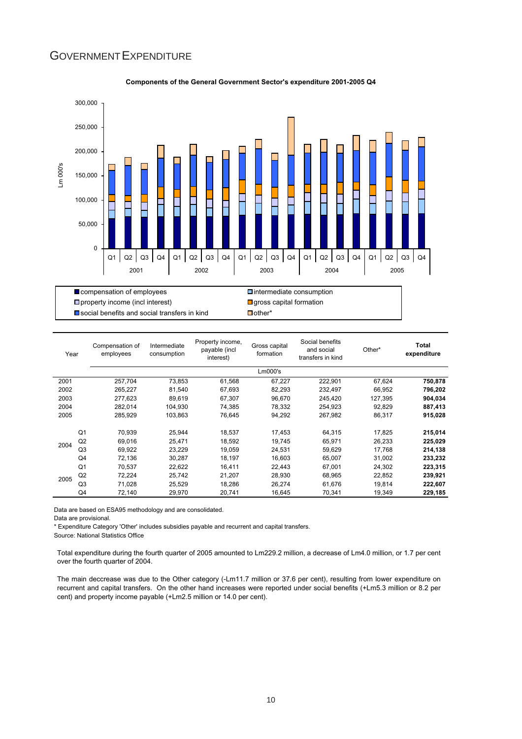# GOVERNMENT EXPENDITURE

**Components of the General Government Sector's expenditure 2001-2005 Q4**

| Year | | Compensation of employees | Intermediate consumption | Property income, payable (incl interest) | Gross capital formation | Social benefits and social transfers in kind | Other* | **Total expenditure** |
|---|---|---|---|---|---|---|---|---|
| | | | | | Lm000's | | | |
| 2001 | | 257,704 | 73,853 | 61,568 | 67,227 | 222,901 | 67,624 | **750,878** |
| 2002 | | 265,227 | 81,540 | 67,693 | 82,293 | 232,497 | 66,952 | **796,202** |
| 2003 | | 277,623 | 89,619 | 67,307 | 96,670 | 245,420 | 127,395 | **904,034** |
| 2004 | | 282,014 | 104,930 | 74,385 | 78,332 | 254,923 | 92,829 | **887,413** |
| 2005 | | 285,929 | 103,863 | 76,645 | 94,292 | 267,982 | 86,317 | **915,028** |
| 2004 | Q1 | 70,939 | 25,944 | 18,537 | 17,453 | 64,315 | 17,825 | **215,014** |
| | Q2 | 69,016 | 25,471 | 18,592 | 19,745 | 65,971 | 26,233 | **225,029** |
| | Q3 | 69,922 | 23,229 | 19,059 | 24,531 | 59,629 | 17,768 | **214,138** |
| | Q4 | 72,136 | 30,287 | 18,197 | 16,603 | 65,007 | 31,002 | **233,232** |
| 2005 | Q1 | 70,537 | 22,622 | 16,411 | 22,443 | 67,001 | 24,302 | **223,315** |
| | Q2 | 72,224 | 25,742 | 21,207 | 28,930 | 68,965 | 22,852 | **239,921** |
| | Q3 | 71,028 | 25,529 | 18,286 | 26,274 | 61,676 | 19,814 | **222,607** |
| | Q4 | 72,140 | 29,970 | 20,741 | 16,645 | 70,341 | 19,349 | **229,185** |

Data are based on ESA95 methodology and are consolidated.

Data are provisional.

\* Expenditure Category 'Other' includes subsidies payable and recurrent and capital transfers.

Source: National Statistics Office

Total expenditure during the fourth quarter of 2005 amounted to Lm229.2 million, a decrease of Lm4.0 million, or 1.7 per cent over the fourth quarter of 2004.

The main deccrease was due to the Other category (-Lm11.7 million or 37.6 per cent), resulting from lower expenditure on recurrent and capital transfers. On the other hand increases were reported under social benefits (+Lm5.3 million or 8.2 per cent) and property income payable (+Lm2.5 million or 14.0 per cent).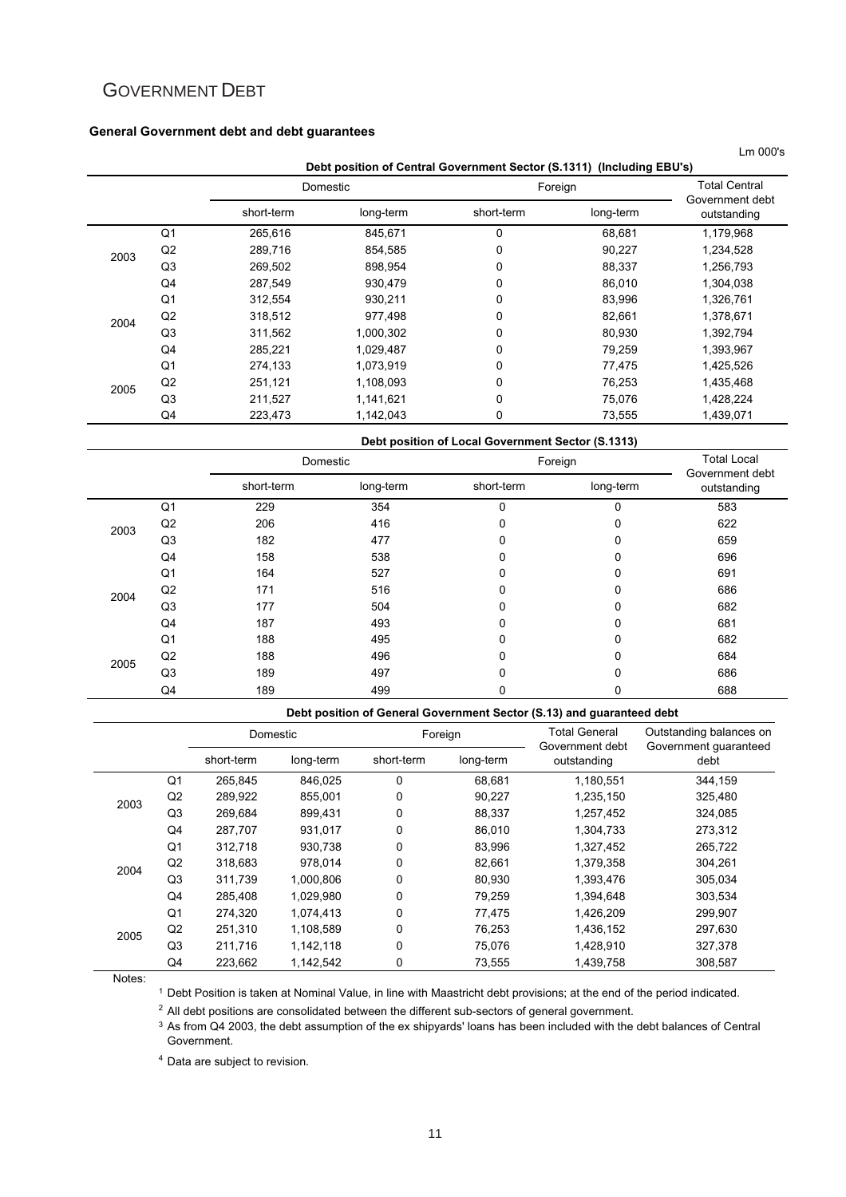# GOVERNMENT DEBT

**General Government debt and debt guarantees**

Lm 000's

**Debt position of Central Government Sector (S.1311) (Including EBU's)**

| | | Domestic | | Foreign | | Total Central Government debt outstanding |
|---|---|---|---|---|---|---|
| | | short-term | long-term | short-term | long-term | |
| 2003 | Q1 | 265,616 | 845,671 | 0 | 68,681 | 1,179,968 |
| | Q2 | 289,716 | 854,585 | 0 | 90,227 | 1,234,528 |
| | Q3 | 269,502 | 898,954 | 0 | 88,337 | 1,256,793 |
| | Q4 | 287,549 | 930,479 | 0 | 86,010 | 1,304,038 |
| 2004 | Q1 | 312,554 | 930,211 | 0 | 83,996 | 1,326,761 |
| | Q2 | 318,512 | 977,498 | 0 | 82,661 | 1,378,671 |
| | Q3 | 311,562 | 1,000,302 | 0 | 80,930 | 1,392,794 |
| | Q4 | 285,221 | 1,029,487 | 0 | 79,259 | 1,393,967 |
| 2005 | Q1 | 274,133 | 1,073,919 | 0 | 77,475 | 1,425,526 |
| | Q2 | 251,121 | 1,108,093 | 0 | 76,253 | 1,435,468 |
| | Q3 | 211,527 | 1,141,621 | 0 | 75,076 | 1,428,224 |
| | Q4 | 223,473 | 1,142,043 | 0 | 73,555 | 1,439,071 |

**Debt position of Local Government Sector (S.1313)**

| | | Domestic | | Foreign | | Total Local Government debt outstanding |
|---|---|---|---|---|---|---|
| | | short-term | long-term | short-term | long-term | |
| 2003 | Q1 | 229 | 354 | 0 | 0 | 583 |
| | Q2 | 206 | 416 | 0 | 0 | 622 |
| | Q3 | 182 | 477 | 0 | 0 | 659 |
| | Q4 | 158 | 538 | 0 | 0 | 696 |
| 2004 | Q1 | 164 | 527 | 0 | 0 | 691 |
| | Q2 | 171 | 516 | 0 | 0 | 686 |
| | Q3 | 177 | 504 | 0 | 0 | 682 |
| | Q4 | 187 | 493 | 0 | 0 | 681 |
| 2005 | Q1 | 188 | 495 | 0 | 0 | 682 |
| | Q2 | 188 | 496 | 0 | 0 | 684 |
| | Q3 | 189 | 497 | 0 | 0 | 686 |
| | Q4 | 189 | 499 | 0 | 0 | 688 |

**Debt position of General Government Sector (S.13) and guaranteed debt**

| | | Domestic | | Foreign | | Total General Government debt outstanding | Outstanding balances on Government guaranteed debt |
|---|---|---|---|---|---|---|---|
| | | short-term | long-term | short-term | long-term | | |
| 2003 | Q1 | 265,845 | 846,025 | 0 | 68,681 | 1,180,551 | 344,159 |
| | Q2 | 289,922 | 855,001 | 0 | 90,227 | 1,235,150 | 325,480 |
| | Q3 | 269,684 | 899,431 | 0 | 88,337 | 1,257,452 | 324,085 |
| | Q4 | 287,707 | 931,017 | 0 | 86,010 | 1,304,733 | 273,312 |
| 2004 | Q1 | 312,718 | 930,738 | 0 | 83,996 | 1,327,452 | 265,722 |
| | Q2 | 318,683 | 978,014 | 0 | 82,661 | 1,379,358 | 304,261 |
| | Q3 | 311,739 | 1,000,806 | 0 | 80,930 | 1,393,476 | 305,034 |
| | Q4 | 285,408 | 1,029,980 | 0 | 79,259 | 1,394,648 | 303,534 |
| 2005 | Q1 | 274,320 | 1,074,413 | 0 | 77,475 | 1,426,209 | 299,907 |
| | Q2 | 251,310 | 1,108,589 | 0 | 76,253 | 1,436,152 | 297,630 |
| | Q3 | 211,716 | 1,142,118 | 0 | 75,076 | 1,428,910 | 327,378 |
| | Q4 | 223,662 | 1,142,542 | 0 | 73,555 | 1,439,758 | 308,587 |

Notes:

[1] Debt Position is taken at Nominal Value, in line with Maastricht debt provisions; at the end of the period indicated.

[2] All debt positions are consolidated between the different sub-sectors of general government.

[3] As from Q4 2003, the debt assumption of the ex shipyards' loans has been included with the debt balances of Central Government.

[4] Data are subject to revision.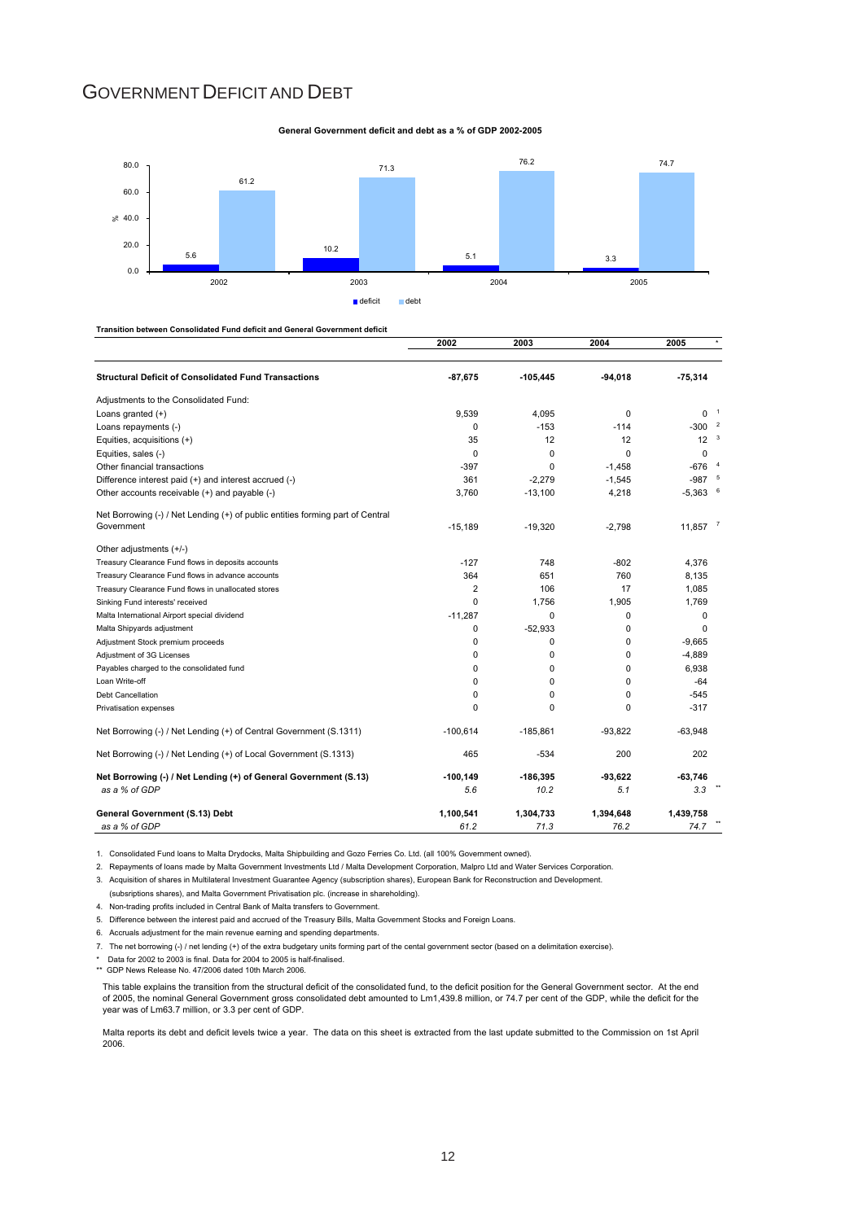# GOVERNMENT DEFICIT AND DEBT

**General Government deficit and debt as a % of GDP 2002-2005**

| % | 2002 | 2003 | 2004 | 2005 |
|---|---|---|---|---|
| deficit | 5.6 | 10.2 | 5.1 | 3.3 |
| debt | 61.2 | 71.3 | 76.2 | 74.7 |

**Transition between Consolidated Fund deficit and General Government deficit**

| | 2002 | 2003 | 2004 | 2005 * |
|---|---|---|---|---|
| **Structural Deficit of Consolidated Fund Transactions** | **-87,675** | **-105,445** | **-94,018** | **-75,314** |
| Adjustments to the Consolidated Fund: | | | | |
| Loans granted (+) | 9,539 | 4,095 | 0 | 0 [1] |
| Loans repayments (-) | 0 | -153 | -114 | -300 [2] |
| Equities, acquisitions (+) | 35 | 12 | 12 | 12 [3] |
| Equities, sales (-) | 0 | 0 | 0 | 0 |
| Other financial transactions | -397 | 0 | -1,458 | -676 [4] |
| Difference interest paid (+) and interest accrued (-) | 361 | -2,279 | -1,545 | -987 [5] |
| Other accounts receivable (+) and payable (-) | 3,760 | -13,100 | 4,218 | -5,363 [6] |
| Net Borrowing (-) / Net Lending (+) of public entities forming part of Central Government | -15,189 | -19,320 | -2,798 | 11,857 [7] |
| Other adjustments (+/-) | | | | |
| Treasury Clearance Fund flows in deposits accounts | -127 | 748 | -802 | 4,376 |
| Treasury Clearance Fund flows in advance accounts | 364 | 651 | 760 | 8,135 |
| Treasury Clearance Fund flows in unallocated stores | 2 | 106 | 17 | 1,085 |
| Sinking Fund interests' received | 0 | 1,756 | 1,905 | 1,769 |
| Malta International Airport special dividend | -11,287 | 0 | 0 | 0 |
| Malta Shipyards adjustment | 0 | -52,933 | 0 | 0 |
| Adjustment Stock premium proceeds | 0 | 0 | 0 | -9,665 |
| Adjustment of 3G Licenses | 0 | 0 | 0 | -4,889 |
| Payables charged to the consolidated fund | 0 | 0 | 0 | 6,938 |
| Loan Write-off | 0 | 0 | 0 | -64 |
| Debt Cancellation | 0 | 0 | 0 | -545 |
| Privatisation expenses | 0 | 0 | 0 | -317 |
| Net Borrowing (-) / Net Lending (+) of Central Government (S.1311) | -100,614 | -185,861 | -93,822 | -63,948 |
| Net Borrowing (-) / Net Lending (+) of Local Government (S.1313) | 465 | -534 | 200 | 202 |
| **Net Borrowing (-) / Net Lending (+) of General Government (S.13)** | **-100,149** | **-186,395** | **-93,622** | **-63,746** |
| *as a % of GDP* | *5.6* | *10.2* | *5.1* | *3.3* ** |
| **General Government (S.13) Debt** | **1,100,541** | **1,304,733** | **1,394,648** | **1,439,758** |
| *as a % of GDP* | *61.2* | *71.3* | *76.2* | *74.7* ** |

1. Consolidated Fund loans to Malta Drydocks, Malta Shipbuilding and Gozo Ferries Co. Ltd. (all 100% Government owned).
2. Repayments of loans made by Malta Government Investments Ltd / Malta Development Corporation, Malpro Ltd and Water Services Corporation.
3. Acquisition of shares in Multilateral Investment Guarantee Agency (subscription shares), European Bank for Reconstruction and Development. (subsriptions shares), and Malta Government Privatisation plc. (increase in shareholding).
4. Non-trading profits included in Central Bank of Malta transfers to Government.
5. Difference between the interest paid and accrued of the Treasury Bills, Malta Government Stocks and Foreign Loans.
6. Accruals adjustment for the main revenue earning and spending departments.
7. The net borrowing (-) / net lending (+) of the extra budgetary units forming part of the cental government sector (based on a delimitation exercise).

\* Data for 2002 to 2003 is final. Data for 2004 to 2005 is half-finalised.

** GDP News Release No. 47/2006 dated 10th March 2006.

This table explains the transition from the structural deficit of the consolidated fund, to the deficit position for the General Government sector. At the end of 2005, the nominal General Government gross consolidated debt amounted to Lm1,439.8 million, or 74.7 per cent of the GDP, while the deficit for the year was of Lm63.7 million, or 3.3 per cent of GDP.

Malta reports its debt and deficit levels twice a year. The data on this sheet is extracted from the last update submitted to the Commission on 1st April 2006.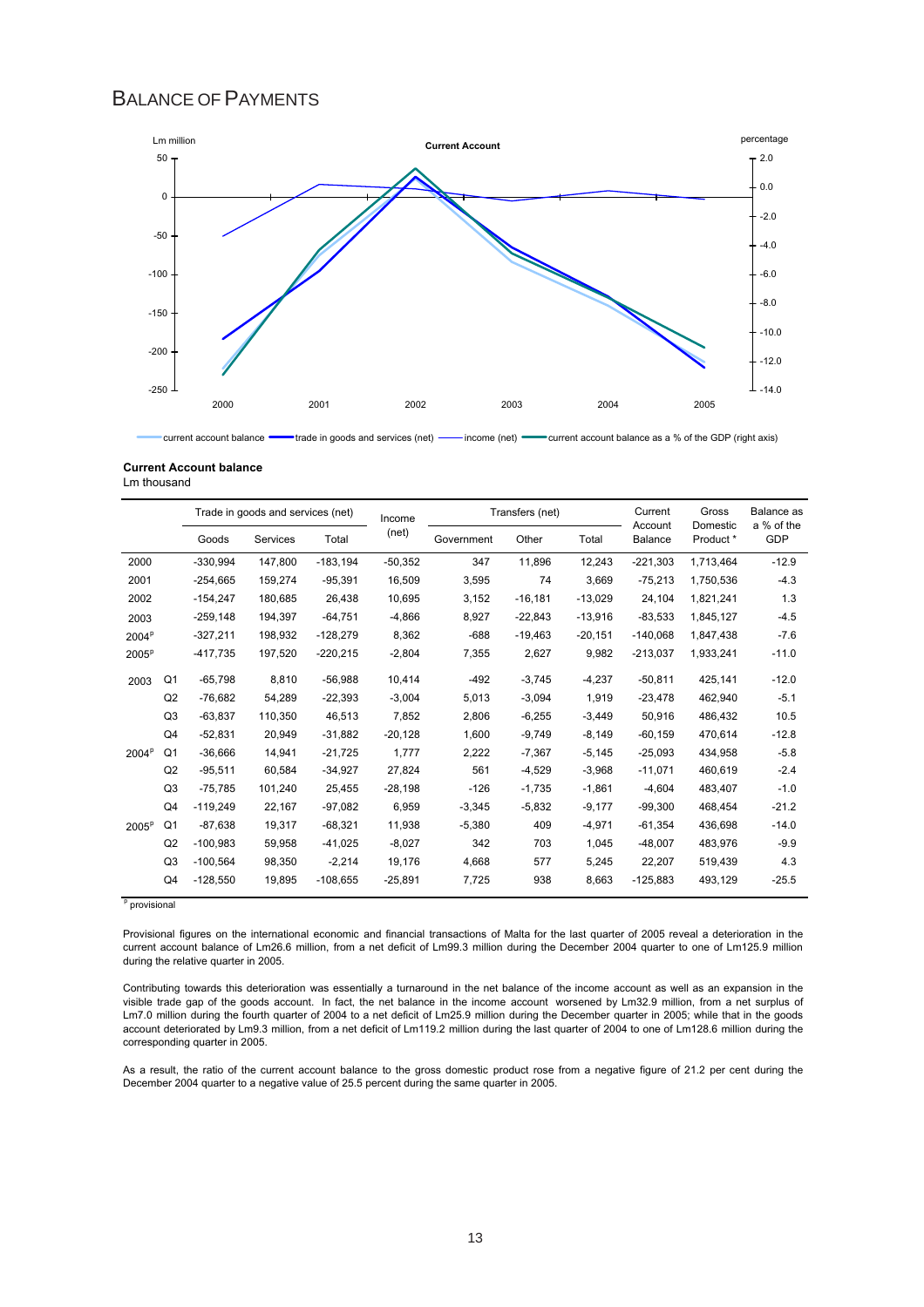# BALANCE OF PAYMENTS

**Current Account balance**
Lm thousand

| | | Trade in goods and services (net) | | | Income (net) | Transfers (net) | | | Current Account Balance | Gross Domestic Product * | Balance as a % of the GDP |
|---|---|---|---|---|---|---|---|---|---|---|---|
| | | Goods | Services | Total | | Government | Other | Total | | | |
| 2000 | | -330,994 | 147,800 | -183,194 | -50,352 | 347 | 11,896 | 12,243 | -221,303 | 1,713,464 | -12.9 |
| 2001 | | -254,665 | 159,274 | -95,391 | 16,509 | 3,595 | 74 | 3,669 | -75,213 | 1,750,536 | -4.3 |
| 2002 | | -154,247 | 180,685 | 26,438 | 10,695 | 3,152 | -16,181 | -13,029 | 24,104 | 1,821,241 | 1.3 |
| 2003 | | -259,148 | 194,397 | -64,751 | -4,866 | 8,927 | -22,843 | -13,916 | -83,533 | 1,845,127 | -4.5 |
| 2004[p] | | -327,211 | 198,932 | -128,279 | 8,362 | -688 | -19,463 | -20,151 | -140,068 | 1,847,438 | -7.6 |
| 2005[p] | | -417,735 | 197,520 | -220,215 | -2,804 | 7,355 | 2,627 | 9,982 | -213,037 | 1,933,241 | -11.0 |
| 2003 | Q1 | -65,798 | 8,810 | -56,988 | 10,414 | -492 | -3,745 | -4,237 | -50,811 | 425,141 | -12.0 |
| | Q2 | -76,682 | 54,289 | -22,393 | -3,004 | 5,013 | -3,094 | 1,919 | -23,478 | 462,940 | -5.1 |
| | Q3 | -63,837 | 110,350 | 46,513 | 7,852 | 2,806 | -6,255 | -3,449 | 50,916 | 486,432 | 10.5 |
| | Q4 | -52,831 | 20,949 | -31,882 | -20,128 | 1,600 | -9,749 | -8,149 | -60,159 | 470,614 | -12.8 |
| 2004[p] | Q1 | -36,666 | 14,941 | -21,725 | 1,777 | 2,222 | -7,367 | -5,145 | -25,093 | 434,958 | -5.8 |
| | Q2 | -95,511 | 60,584 | -34,927 | 27,824 | 561 | -4,529 | -3,968 | -11,071 | 460,619 | -2.4 |
| | Q3 | -75,785 | 101,240 | 25,455 | -28,198 | -126 | -1,735 | -1,861 | -4,604 | 483,407 | -1.0 |
| | Q4 | -119,249 | 22,167 | -97,082 | 6,959 | -3,345 | -5,832 | -9,177 | -99,300 | 468,454 | -21.2 |
| 2005[p] | Q1 | -87,638 | 19,317 | -68,321 | 11,938 | -5,380 | 409 | -4,971 | -61,354 | 436,698 | -14.0 |
| | Q2 | -100,983 | 59,958 | -41,025 | -8,027 | 342 | 703 | 1,045 | -48,007 | 483,976 | -9.9 |
| | Q3 | -100,564 | 98,350 | -2,214 | 19,176 | 4,668 | 577 | 5,245 | 22,207 | 519,439 | 4.3 |
| | Q4 | -128,550 | 19,895 | -108,655 | -25,891 | 7,725 | 938 | 8,663 | -125,883 | 493,129 | -25.5 |

[p] provisional

Provisional figures on the international economic and financial transactions of Malta for the last quarter of 2005 reveal a deterioration in the current account balance of Lm26.6 million, from a net deficit of Lm99.3 million during the December 2004 quarter to one of Lm125.9 million during the relative quarter in 2005.

Contributing towards this deterioration was essentially a turnaround in the net balance of the income account as well as an expansion in the visible trade gap of the goods account. In fact, the net balance in the income account worsened by Lm32.9 million, from a net surplus of Lm7.0 million during the fourth quarter of 2004 to a net deficit of Lm25.9 million during the December quarter in 2005; while that in the goods account deteriorated by Lm9.3 million, from a net deficit of Lm119.2 million during the last quarter of 2004 to one of Lm128.6 million during the corresponding quarter in 2005.

As a result, the ratio of the current account balance to the gross domestic product rose from a negative figure of 21.2 per cent during the December 2004 quarter to a negative value of 25.5 percent during the same quarter in 2005.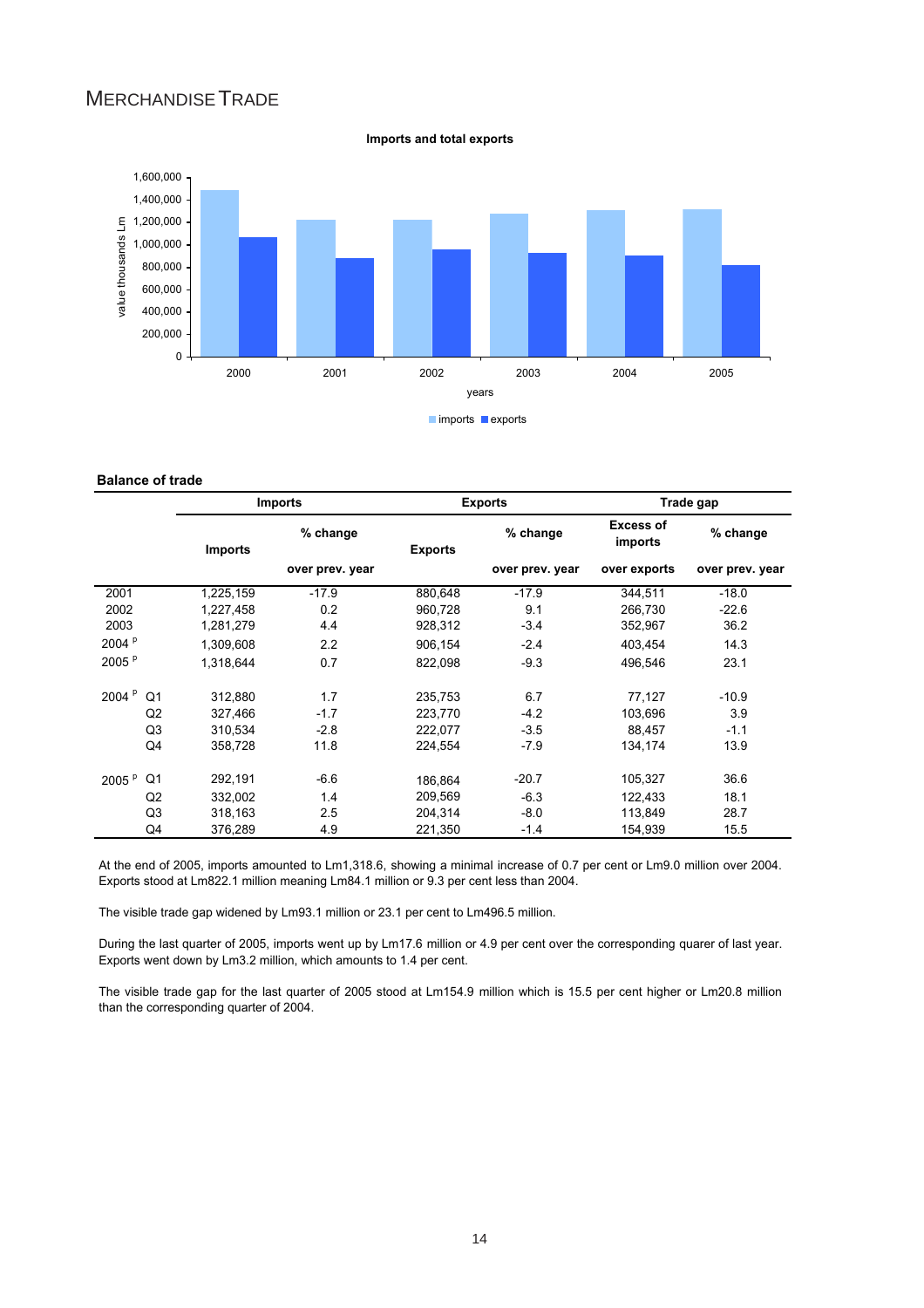# Merchandise Trade

**Imports and total exports**

**Balance of trade**

| | | Imports | | Exports | | Trade gap | |
|---|---|---|---|---|---|---|---|
| | | Imports | % change over prev. year | Exports | % change over prev. year | Excess of imports over exports | % change over prev. year |
| 2001 | | 1,225,159 | -17.9 | 880,648 | -17.9 | 344,511 | -18.0 |
| 2002 | | 1,227,458 | 0.2 | 960,728 | 9.1 | 266,730 | -22.6 |
| 2003 | | 1,281,279 | 4.4 | 928,312 | -3.4 | 352,967 | 36.2 |
| 2004 P | | 1,309,608 | 2.2 | 906,154 | -2.4 | 403,454 | 14.3 |
| 2005 P | | 1,318,644 | 0.7 | 822,098 | -9.3 | 496,546 | 23.1 |
| 2004 P | Q1 | 312,880 | 1.7 | 235,753 | 6.7 | 77,127 | -10.9 |
| | Q2 | 327,466 | -1.7 | 223,770 | -4.2 | 103,696 | 3.9 |
| | Q3 | 310,534 | -2.8 | 222,077 | -3.5 | 88,457 | -1.1 |
| | Q4 | 358,728 | 11.8 | 224,554 | -7.9 | 134,174 | 13.9 |
| 2005 P | Q1 | 292,191 | -6.6 | 186,864 | -20.7 | 105,327 | 36.6 |
| | Q2 | 332,002 | 1.4 | 209,569 | -6.3 | 122,433 | 18.1 |
| | Q3 | 318,163 | 2.5 | 204,314 | -8.0 | 113,849 | 28.7 |
| | Q4 | 376,289 | 4.9 | 221,350 | -1.4 | 154,939 | 15.5 |

At the end of 2005, imports amounted to Lm1,318.6, showing a minimal increase of 0.7 per cent or Lm9.0 million over 2004. Exports stood at Lm822.1 million meaning Lm84.1 million or 9.3 per cent less than 2004.

The visible trade gap widened by Lm93.1 million or 23.1 per cent to Lm496.5 million.

During the last quarter of 2005, imports went up by Lm17.6 million or 4.9 per cent over the corresponding quarer of last year. Exports went down by Lm3.2 million, which amounts to 1.4 per cent.

The visible trade gap for the last quarter of 2005 stood at Lm154.9 million which is 15.5 per cent higher or Lm20.8 million than the corresponding quarter of 2004.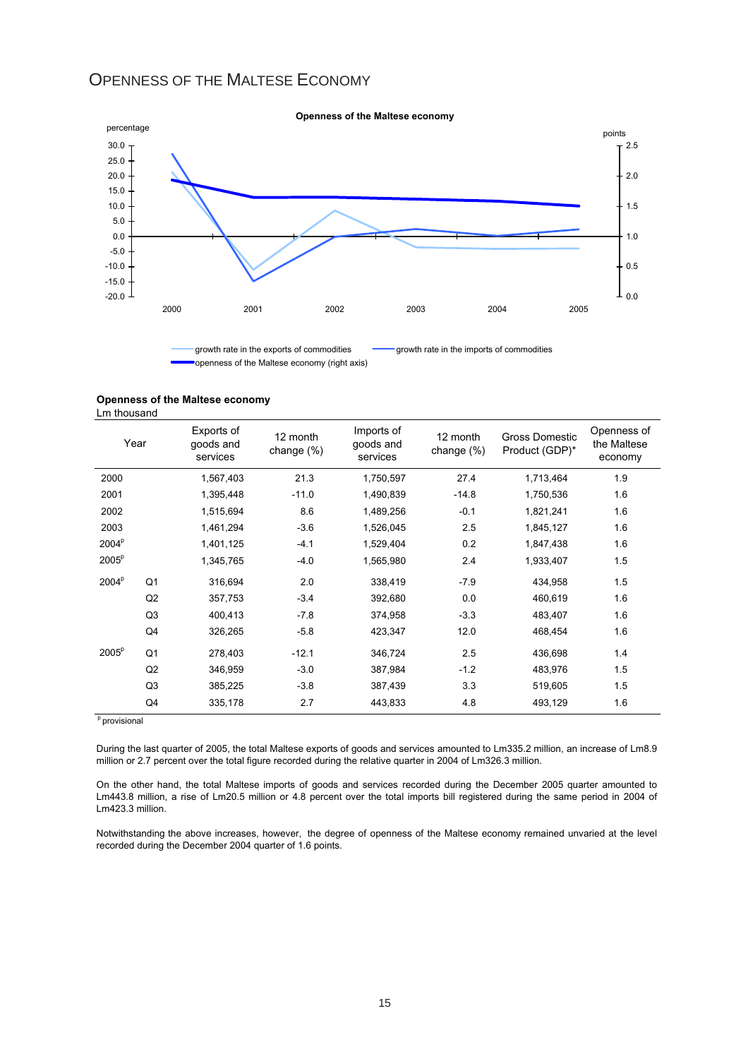# OPENNESS OF THE MALTESE ECONOMY

**Openness of the Maltese economy**

percentage

points

growth rate in the exports of commodities | growth rate in the imports of commodities | openness of the Maltese economy (right axis)

**Openness of the Maltese economy**
Lm thousand

| Year | | Exports of goods and services | 12 month change (%) | Imports of goods and services | 12 month change (%) | Gross Domestic Product (GDP)* | Openness of the Maltese economy |
|---|---|---|---|---|---|---|---|
| 2000 | | 1,567,403 | 21.3 | 1,750,597 | 27.4 | 1,713,464 | 1.9 |
| 2001 | | 1,395,448 | -11.0 | 1,490,839 | -14.8 | 1,750,536 | 1.6 |
| 2002 | | 1,515,694 | 8.6 | 1,489,256 | -0.1 | 1,821,241 | 1.6 |
| 2003 | | 1,461,294 | -3.6 | 1,526,045 | 2.5 | 1,845,127 | 1.6 |
| 2004[p] | | 1,401,125 | -4.1 | 1,529,404 | 0.2 | 1,847,438 | 1.6 |
| 2005[p] | | 1,345,765 | -4.0 | 1,565,980 | 2.4 | 1,933,407 | 1.5 |
| 2004[p] | Q1 | 316,694 | 2.0 | 338,419 | -7.9 | 434,958 | 1.5 |
| | Q2 | 357,753 | -3.4 | 392,680 | 0.0 | 460,619 | 1.6 |
| | Q3 | 400,413 | -7.8 | 374,958 | -3.3 | 483,407 | 1.6 |
| | Q4 | 326,265 | -5.8 | 423,347 | 12.0 | 468,454 | 1.6 |
| 2005[p] | Q1 | 278,403 | -12.1 | 346,724 | 2.5 | 436,698 | 1.4 |
| | Q2 | 346,959 | -3.0 | 387,984 | -1.2 | 483,976 | 1.5 |
| | Q3 | 385,225 | -3.8 | 387,439 | 3.3 | 519,605 | 1.5 |
| | Q4 | 335,178 | 2.7 | 443,833 | 4.8 | 493,129 | 1.6 |

[p] provisional

During the last quarter of 2005, the total Maltese exports of goods and services amounted to Lm335.2 million, an increase of Lm8.9 million or 2.7 percent over the total figure recorded during the relative quarter in 2004 of Lm326.3 million.

On the other hand, the total Maltese imports of goods and services recorded during the December 2005 quarter amounted to Lm443.8 million, a rise of Lm20.5 million or 4.8 percent over the total imports bill registered during the same period in 2004 of Lm423.3 million.

Notwithstanding the above increases, however, the degree of openness of the Maltese economy remained unvaried at the level recorded during the December 2004 quarter of 1.6 points.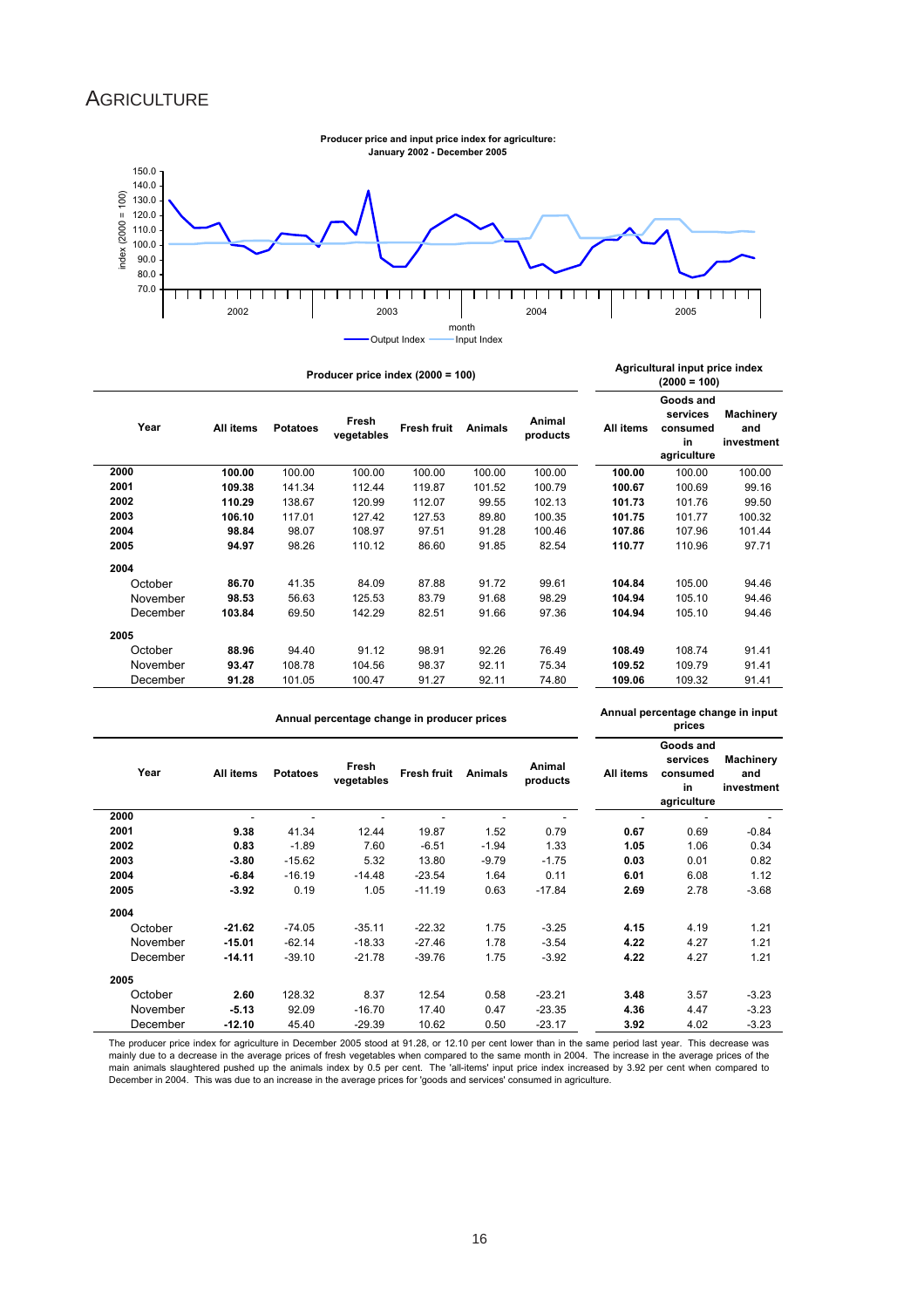# Agriculture

**Producer price and input price index for agriculture: January 2002 - December 2005**

| Year | Producer price index (2000 = 100) | | | | | | Agricultural input price index (2000 = 100) | | |
|---|---|---|---|---|---|---|---|---|---|
| | All items | Potatoes | Fresh vegetables | Fresh fruit | Animals | Animal products | All items | Goods and services consumed in agriculture | Machinery and investment |
| **2000** | **100.00** | 100.00 | 100.00 | 100.00 | 100.00 | 100.00 | **100.00** | 100.00 | 100.00 |
| **2001** | **109.38** | 141.34 | 112.44 | 119.87 | 101.52 | 100.79 | **100.67** | 100.69 | 99.16 |
| **2002** | **110.29** | 138.67 | 120.99 | 112.07 | 99.55 | 102.13 | **101.73** | 101.76 | 99.50 |
| **2003** | **106.10** | 117.01 | 127.42 | 127.53 | 89.80 | 100.35 | **101.75** | 101.77 | 100.32 |
| **2004** | **98.84** | 98.07 | 108.97 | 97.51 | 91.28 | 100.46 | **107.86** | 107.96 | 101.44 |
| **2005** | **94.97** | 98.26 | 110.12 | 86.60 | 91.85 | 82.54 | **110.77** | 110.96 | 97.71 |
| **2004** | | | | | | | | | |
| October | **86.70** | 41.35 | 84.09 | 87.88 | 91.72 | 99.61 | **104.84** | 105.00 | 94.46 |
| November | **98.53** | 56.63 | 125.53 | 83.79 | 91.68 | 98.29 | **104.94** | 105.10 | 94.46 |
| December | **103.84** | 69.50 | 142.29 | 82.51 | 91.66 | 97.36 | **104.94** | 105.10 | 94.46 |
| **2005** | | | | | | | | | |
| October | **88.96** | 94.40 | 91.12 | 98.91 | 92.26 | 76.49 | **108.49** | 108.74 | 91.41 |
| November | **93.47** | 108.78 | 104.56 | 98.37 | 92.11 | 75.34 | **109.52** | 109.79 | 91.41 |
| December | **91.28** | 101.05 | 100.47 | 91.27 | 92.11 | 74.80 | **109.06** | 109.32 | 91.41 |

| Year | Annual percentage change in producer prices | | | | | | Annual percentage change in input prices | | |
|---|---|---|---|---|---|---|---|---|---|
| | All items | Potatoes | Fresh vegetables | Fresh fruit | Animals | Animal products | All items | Goods and services consumed in agriculture | Machinery and investment |
| **2000** | - | - | - | - | - | - | - | - | - |
| **2001** | **9.38** | 41.34 | 12.44 | 19.87 | 1.52 | 0.79 | **0.67** | 0.69 | -0.84 |
| **2002** | **0.83** | -1.89 | 7.60 | -6.51 | -1.94 | 1.33 | **1.05** | 1.06 | 0.34 |
| **2003** | **-3.80** | -15.62 | 5.32 | 13.80 | -9.79 | -1.75 | **0.03** | 0.01 | 0.82 |
| **2004** | **-6.84** | -16.19 | -14.48 | -23.54 | 1.64 | 0.11 | **6.01** | 6.08 | 1.12 |
| **2005** | **-3.92** | 0.19 | 1.05 | -11.19 | 0.63 | -17.84 | **2.69** | 2.78 | -3.68 |
| **2004** | | | | | | | | | |
| October | **-21.62** | -74.05 | -35.11 | -22.32 | 1.75 | -3.25 | **4.15** | 4.19 | 1.21 |
| November | **-15.01** | -62.14 | -18.33 | -27.46 | 1.78 | -3.54 | **4.22** | 4.27 | 1.21 |
| December | **-14.11** | -39.10 | -21.78 | -39.76 | 1.75 | -3.92 | **4.22** | 4.27 | 1.21 |
| **2005** | | | | | | | | | |
| October | **2.60** | 128.32 | 8.37 | 12.54 | 0.58 | -23.21 | **3.48** | 3.57 | -3.23 |
| November | **-5.13** | 92.09 | -16.70 | 17.40 | 0.47 | -23.35 | **4.36** | 4.47 | -3.23 |
| December | **-12.10** | 45.40 | -29.39 | 10.62 | 0.50 | -23.17 | **3.92** | 4.02 | -3.23 |

The producer price index for agriculture in December 2005 stood at 91.28, or 12.10 per cent lower than in the same period last year. This decrease was mainly due to a decrease in the average prices of fresh vegetables when compared to the same month in 2004. The increase in the average prices of the main animals slaughtered pushed up the animals index by 0.5 per cent. The 'all-items' input price index increased by 3.92 per cent when compared to December in 2004. This was due to an increase in the average prices for 'goods and services' consumed in agriculture.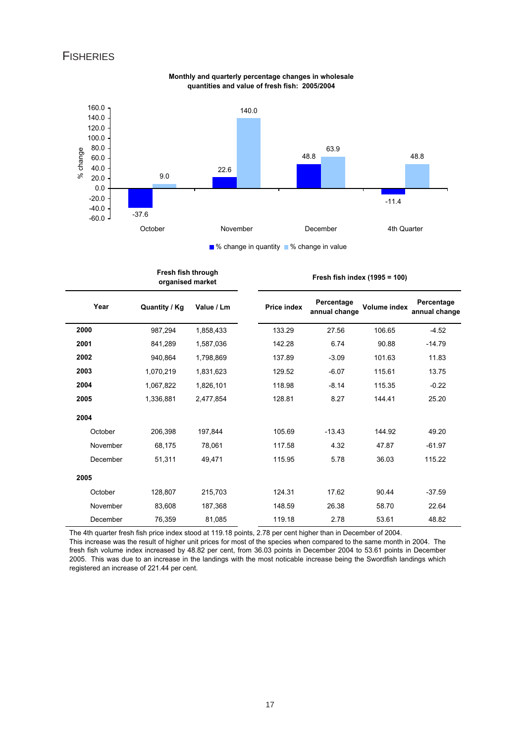# FISHERIES

**Monthly and quarterly percentage changes in wholesale quantities and value of fresh fish: 2005/2004**

| | % change in quantity | % change in value |
|---|---|---|
| October | -37.6 | 9.0 |
| November | 22.6 | 140.0 |
| December | 48.8 | 63.9 |
| 4th Quarter | -11.4 | 48.8 |

| | Fresh fish through organised market | | Fresh fish index (1995 = 100) | | | |
|---|---|---|---|---|---|---|
| **Year** | **Quantity / Kg** | **Value / Lm** | **Price index** | **Percentage annual change** | **Volume index** | **Percentage annual change** |
| **2000** | 987,294 | 1,858,433 | 133.29 | 27.56 | 106.65 | -4.52 |
| **2001** | 841,289 | 1,587,036 | 142.28 | 6.74 | 90.88 | -14.79 |
| **2002** | 940,864 | 1,798,869 | 137.89 | -3.09 | 101.63 | 11.83 |
| **2003** | 1,070,219 | 1,831,623 | 129.52 | -6.07 | 115.61 | 13.75 |
| **2004** | 1,067,822 | 1,826,101 | 118.98 | -8.14 | 115.35 | -0.22 |
| **2005** | 1,336,881 | 2,477,854 | 128.81 | 8.27 | 144.41 | 25.20 |
| **2004** | | | | | | |
| October | 206,398 | 197,844 | 105.69 | -13.43 | 144.92 | 49.20 |
| November | 68,175 | 78,061 | 117.58 | 4.32 | 47.87 | -61.97 |
| December | 51,311 | 49,471 | 115.95 | 5.78 | 36.03 | 115.22 |
| **2005** | | | | | | |
| October | 128,807 | 215,703 | 124.31 | 17.62 | 90.44 | -37.59 |
| November | 83,608 | 187,368 | 148.59 | 26.38 | 58.70 | 22.64 |
| December | 76,359 | 81,085 | 119.18 | 2.78 | 53.61 | 48.82 |

The 4th quarter fresh fish price index stood at 119.18 points, 2.78 per cent higher than in December of 2004. This increase was the result of higher unit prices for most of the species when compared to the same month in 2004. The fresh fish volume index increased by 48.82 per cent, from 36.03 points in December 2004 to 53.61 points in December 2005. This was due to an increase in the landings with the most noticable increase being the Swordfish landings which registered an increase of 221.44 per cent.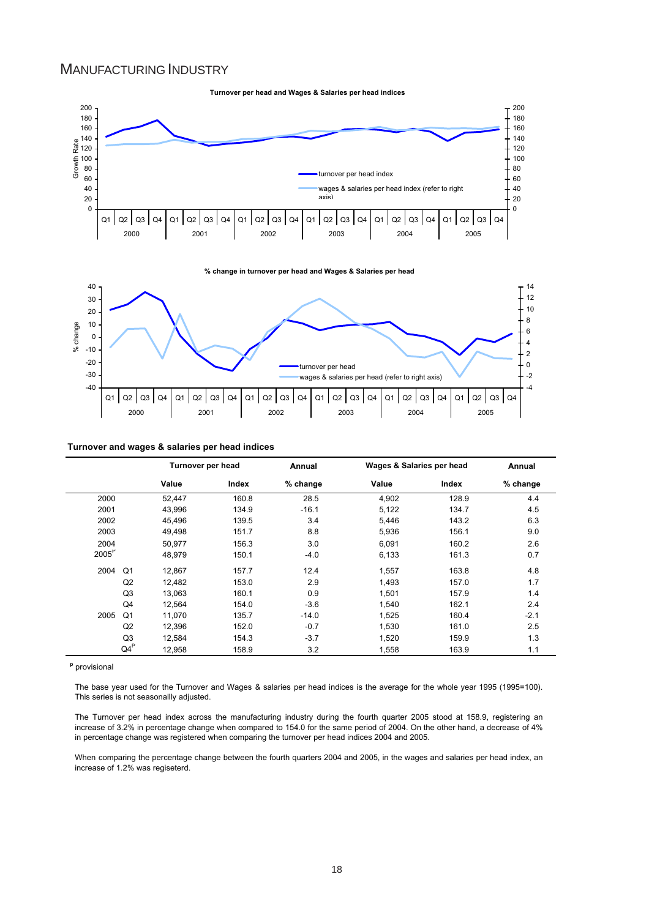## MANUFACTURING INDUSTRY

**Turnover per head and Wages & Salaries per head indices**

**% change in turnover per head and Wages & Salaries per head**

**Turnover and wages & salaries per head indices**

| | | Turnover per head | | Annual | Wages & Salaries per head | | Annual |
|---|---|---|---|---|---|---|---|
| | | Value | Index | % change | Value | Index | % change |
| 2000 | | 52,447 | 160.8 | 28.5 | 4,902 | 128.9 | 4.4 |
| 2001 | | 43,996 | 134.9 | -16.1 | 5,122 | 134.7 | 4.5 |
| 2002 | | 45,496 | 139.5 | 3.4 | 5,446 | 143.2 | 6.3 |
| 2003 | | 49,498 | 151.7 | 8.8 | 5,936 | 156.1 | 9.0 |
| 2004 | | 50,977 | 156.3 | 3.0 | 6,091 | 160.2 | 2.6 |
| 2005[P] | | 48,979 | 150.1 | -4.0 | 6,133 | 161.3 | 0.7 |
| 2004 | Q1 | 12,867 | 157.7 | 12.4 | 1,557 | 163.8 | 4.8 |
| | Q2 | 12,482 | 153.0 | 2.9 | 1,493 | 157.0 | 1.7 |
| | Q3 | 13,063 | 160.1 | 0.9 | 1,501 | 157.9 | 1.4 |
| | Q4 | 12,564 | 154.0 | -3.6 | 1,540 | 162.1 | 2.4 |
| 2005 | Q1 | 11,070 | 135.7 | -14.0 | 1,525 | 160.4 | -2.1 |
| | Q2 | 12,396 | 152.0 | -0.7 | 1,530 | 161.0 | 2.5 |
| | Q3 | 12,584 | 154.3 | -3.7 | 1,520 | 159.9 | 1.3 |
| | Q4[P] | 12,958 | 158.9 | 3.2 | 1,558 | 163.9 | 1.1 |

[P] provisional

The base year used for the Turnover and Wages & salaries per head indices is the average for the whole year 1995 (1995=100). This series is not seasonallly adjusted.

The Turnover per head index across the manufacturing industry during the fourth quarter 2005 stood at 158.9, registering an increase of 3.2% in percentage change when compared to 154.0 for the same period of 2004. On the other hand, a decrease of 4% in percentage change was registered when comparing the turnover per head indices 2004 and 2005.

When comparing the percentage change between the fourth quarters 2004 and 2005, in the wages and salaries per head index, an increase of 1.2% was regiseterd.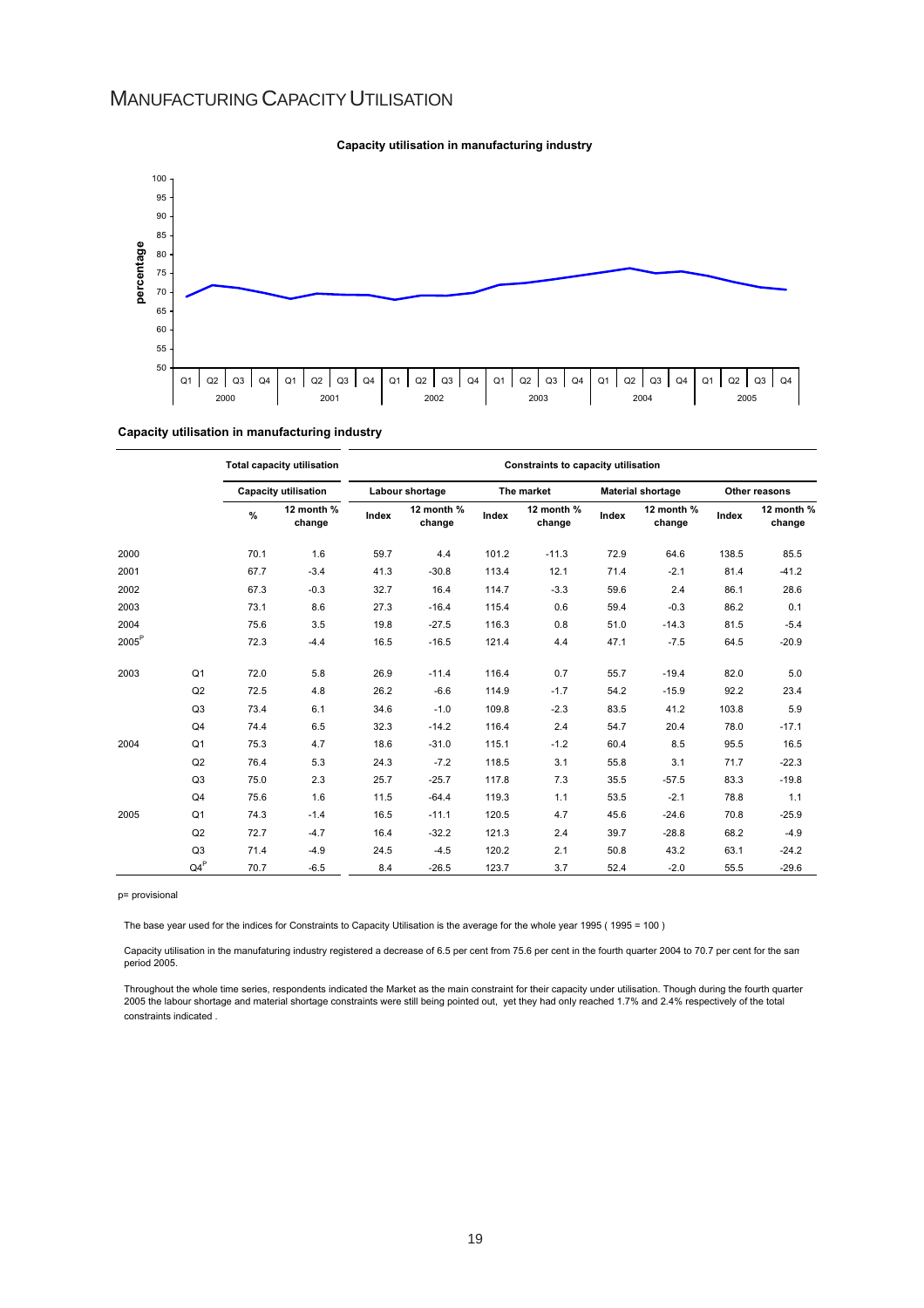# MANUFACTURING CAPACITY UTILISATION

**Capacity utilisation in manufacturing industry**

**Capacity utilisation in manufacturing industry**

| | | Total capacity utilisation | | Constraints to capacity utilisation | | | | | | | |
|---|---|---|---|---|---|---|---|---|---|---|---|
| | | Capacity utilisation | | Labour shortage | | The market | | Material shortage | | Other reasons | |
| | | % | 12 month % change | Index | 12 month % change | Index | 12 month % change | Index | 12 month % change | Index | 12 month % change |
| 2000 | | 70.1 | 1.6 | 59.7 | 4.4 | 101.2 | -11.3 | 72.9 | 64.6 | 138.5 | 85.5 |
| 2001 | | 67.7 | -3.4 | 41.3 | -30.8 | 113.4 | 12.1 | 71.4 | -2.1 | 81.4 | -41.2 |
| 2002 | | 67.3 | -0.3 | 32.7 | 16.4 | 114.7 | -3.3 | 59.6 | 2.4 | 86.1 | 28.6 |
| 2003 | | 73.1 | 8.6 | 27.3 | -16.4 | 115.4 | 0.6 | 59.4 | -0.3 | 86.2 | 0.1 |
| 2004 | | 75.6 | 3.5 | 19.8 | -27.5 | 116.3 | 0.8 | 51.0 | -14.3 | 81.5 | -5.4 |
| 2005p | | 72.3 | -4.4 | 16.5 | -16.5 | 121.4 | 4.4 | 47.1 | -7.5 | 64.5 | -20.9 |
| 2003 | Q1 | 72.0 | 5.8 | 26.9 | -11.4 | 116.4 | 0.7 | 55.7 | -19.4 | 82.0 | 5.0 |
| | Q2 | 72.5 | 4.8 | 26.2 | -6.6 | 114.9 | -1.7 | 54.2 | -15.9 | 92.2 | 23.4 |
| | Q3 | 73.4 | 6.1 | 34.6 | -1.0 | 109.8 | -2.3 | 83.5 | 41.2 | 103.8 | 5.9 |
| | Q4 | 74.4 | 6.5 | 32.3 | -14.2 | 116.4 | 2.4 | 54.7 | 20.4 | 78.0 | -17.1 |
| 2004 | Q1 | 75.3 | 4.7 | 18.6 | -31.0 | 115.1 | -1.2 | 60.4 | 8.5 | 95.5 | 16.5 |
| | Q2 | 76.4 | 5.3 | 24.3 | -7.2 | 118.5 | 3.1 | 55.8 | 3.1 | 71.7 | -22.3 |
| | Q3 | 75.0 | 2.3 | 25.7 | -25.7 | 117.8 | 7.3 | 35.5 | -57.5 | 83.3 | -19.8 |
| | Q4 | 75.6 | 1.6 | 11.5 | -64.4 | 119.3 | 1.1 | 53.5 | -2.1 | 78.8 | 1.1 |
| 2005 | Q1 | 74.3 | -1.4 | 16.5 | -11.1 | 120.5 | 4.7 | 45.6 | -24.6 | 70.8 | -25.9 |
| | Q2 | 72.7 | -4.7 | 16.4 | -32.2 | 121.3 | 2.4 | 39.7 | -28.8 | 68.2 | -4.9 |
| | Q3 | 71.4 | -4.9 | 24.5 | -4.5 | 120.2 | 2.1 | 50.8 | 43.2 | 63.1 | -24.2 |
| | Q4p | 70.7 | -6.5 | 8.4 | -26.5 | 123.7 | 3.7 | 52.4 | -2.0 | 55.5 | -29.6 |

p= provisional

The base year used for the indices for Constraints to Capacity Utilisation is the average for the whole year 1995 ( 1995 = 100 )

Capacity utilisation in the manufaturing industry registered a decrease of 6.5 per cent from 75.6 per cent in the fourth quarter 2004 to 70.7 per cent for the san period 2005.

Throughout the whole time series, respondents indicated the Market as the main constraint for their capacity under utilisation. Though during the fourth quarter 2005 the labour shortage and material shortage constraints were still being pointed out, yet they had only reached 1.7% and 2.4% respectively of the total constraints indicated .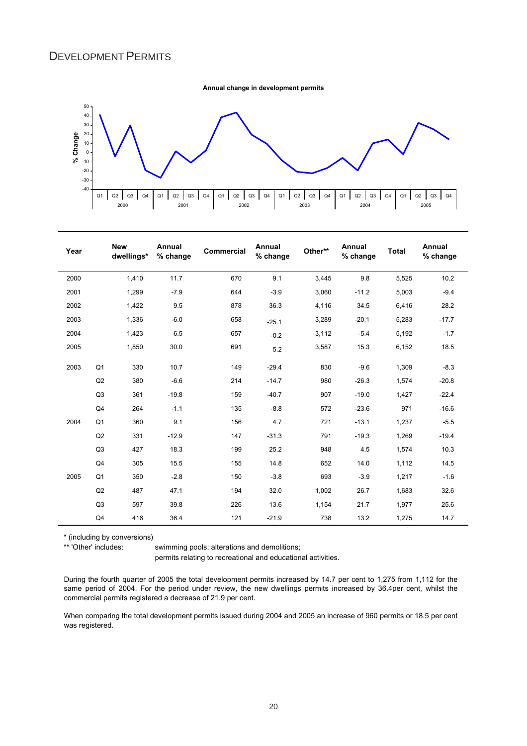## DEVELOPMENT PERMITS

**Annual change in development permits**

| Year | | New dwellings* | Annual % change | Commercial | Annual % change | Other** | Annual % change | Total | Annual % change |
|---|---|---|---|---|---|---|---|---|---|
| 2000 | | 1,410 | 11.7 | 670 | 9.1 | 3,445 | 9.8 | 5,525 | 10.2 |
| 2001 | | 1,299 | -7.9 | 644 | -3.9 | 3,060 | -11.2 | 5,003 | -9.4 |
| 2002 | | 1,422 | 9.5 | 878 | 36.3 | 4,116 | 34.5 | 6,416 | 28.2 |
| 2003 | | 1,336 | -6.0 | 658 | -25.1 | 3,289 | -20.1 | 5,283 | -17.7 |
| 2004 | | 1,423 | 6.5 | 657 | -0.2 | 3,112 | -5.4 | 5,192 | -1.7 |
| 2005 | | 1,850 | 30.0 | 691 | 5.2 | 3,587 | 15.3 | 6,152 | 18.5 |
| 2003 | Q1 | 330 | 10.7 | 149 | -29.4 | 830 | -9.6 | 1,309 | -8.3 |
| | Q2 | 380 | -6.6 | 214 | -14.7 | 980 | -26.3 | 1,574 | -20.8 |
| | Q3 | 361 | -19.8 | 159 | -40.7 | 907 | -19.0 | 1,427 | -22.4 |
| | Q4 | 264 | -1.1 | 135 | -8.8 | 572 | -23.6 | 971 | -16.6 |
| 2004 | Q1 | 360 | 9.1 | 156 | 4.7 | 721 | -13.1 | 1,237 | -5.5 |
| | Q2 | 331 | -12.9 | 147 | -31.3 | 791 | -19.3 | 1,269 | -19.4 |
| | Q3 | 427 | 18.3 | 199 | 25.2 | 948 | 4.5 | 1,574 | 10.3 |
| | Q4 | 305 | 15.5 | 155 | 14.8 | 652 | 14.0 | 1,112 | 14.5 |
| 2005 | Q1 | 350 | -2.8 | 150 | -3.8 | 693 | -3.9 | 1,217 | -1.6 |
| | Q2 | 487 | 47.1 | 194 | 32.0 | 1,002 | 26.7 | 1,683 | 32.6 |
| | Q3 | 597 | 39.8 | 226 | 13.6 | 1,154 | 21.7 | 1,977 | 25.6 |
| | Q4 | 416 | 36.4 | 121 | -21.9 | 738 | 13.2 | 1,275 | 14.7 |

* (including by conversions)

** 'Other' includes: swimming pools; alterations and demolitions; permits relating to recreational and educational activities.

During the fourth quarter of 2005 the total development permits increased by 14.7 per cent to 1,275 from 1,112 for the same period of 2004. For the period under review, the new dwellings permits increased by 36.4per cent, whilst the commercial permits registered a decrease of 21.9 per cent.

When comparing the total development permits issued during 2004 and 2005 an increase of 960 permits or 18.5 per cent was registered.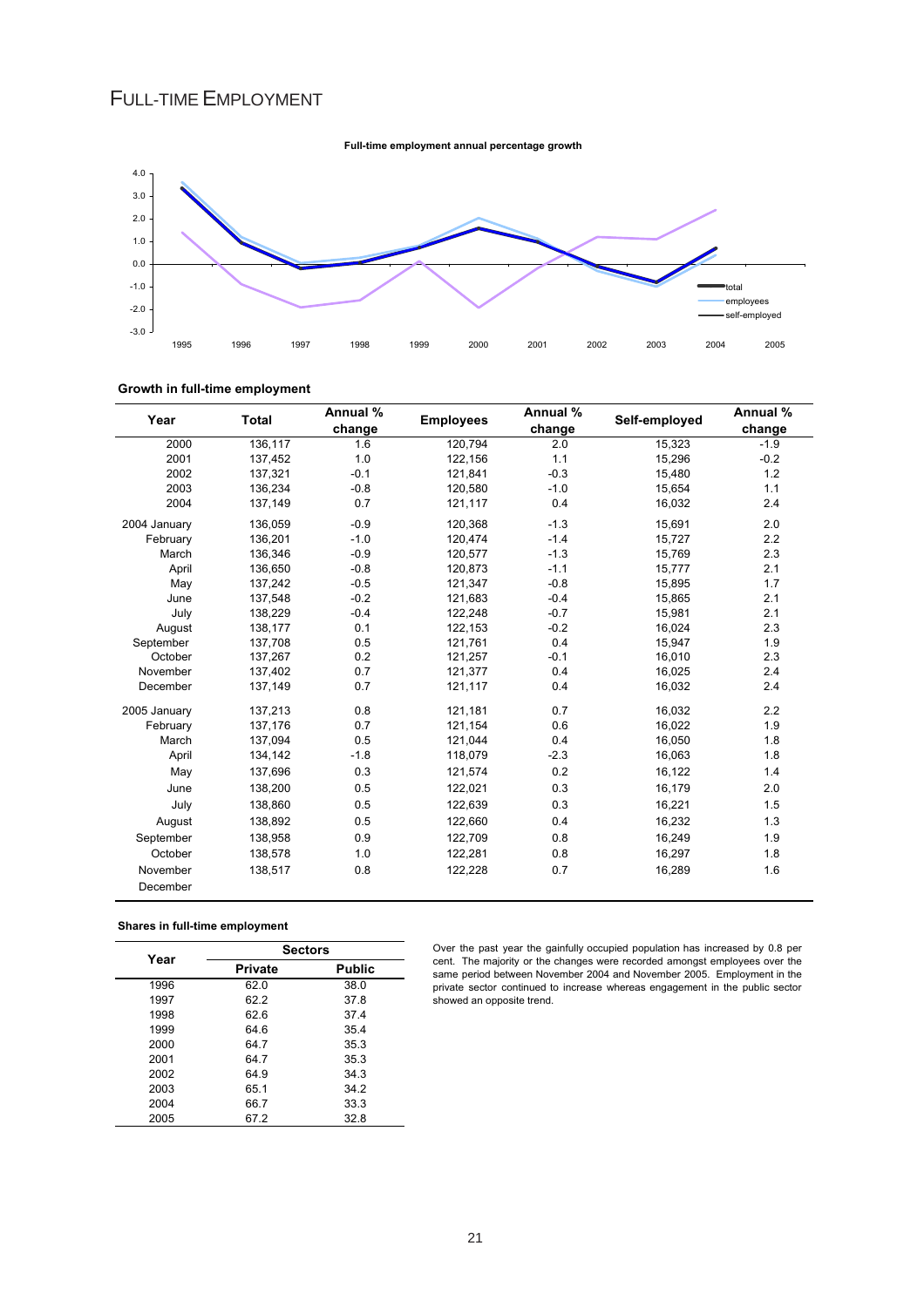# FULL-TIME EMPLOYMENT

**Full-time employment annual percentage growth**

**Growth in full-time employment**

| Year | Total | Annual % change | Employees | Annual % change | Self-employed | Annual % change |
|---|---|---|---|---|---|---|
| 2000 | 136,117 | 1.6 | 120,794 | 2.0 | 15,323 | -1.9 |
| 2001 | 137,452 | 1.0 | 122,156 | 1.1 | 15,296 | -0.2 |
| 2002 | 137,321 | -0.1 | 121,841 | -0.3 | 15,480 | 1.2 |
| 2003 | 136,234 | -0.8 | 120,580 | -1.0 | 15,654 | 1.1 |
| 2004 | 137,149 | 0.7 | 121,117 | 0.4 | 16,032 | 2.4 |
| 2004 January | 136,059 | -0.9 | 120,368 | -1.3 | 15,691 | 2.0 |
| February | 136,201 | -1.0 | 120,474 | -1.4 | 15,727 | 2.2 |
| March | 136,346 | -0.9 | 120,577 | -1.3 | 15,769 | 2.3 |
| April | 136,650 | -0.8 | 120,873 | -1.1 | 15,777 | 2.1 |
| May | 137,242 | -0.5 | 121,347 | -0.8 | 15,895 | 1.7 |
| June | 137,548 | -0.2 | 121,683 | -0.4 | 15,865 | 2.1 |
| July | 138,229 | -0.4 | 122,248 | -0.7 | 15,981 | 2.1 |
| August | 138,177 | 0.1 | 122,153 | -0.2 | 16,024 | 2.3 |
| September | 137,708 | 0.5 | 121,761 | 0.4 | 15,947 | 1.9 |
| October | 137,267 | 0.2 | 121,257 | -0.1 | 16,010 | 2.3 |
| November | 137,402 | 0.7 | 121,377 | 0.4 | 16,025 | 2.4 |
| December | 137,149 | 0.7 | 121,117 | 0.4 | 16,032 | 2.4 |
| 2005 January | 137,213 | 0.8 | 121,181 | 0.7 | 16,032 | 2.2 |
| February | 137,176 | 0.7 | 121,154 | 0.6 | 16,022 | 1.9 |
| March | 137,094 | 0.5 | 121,044 | 0.4 | 16,050 | 1.8 |
| April | 134,142 | -1.8 | 118,079 | -2.3 | 16,063 | 1.8 |
| May | 137,696 | 0.3 | 121,574 | 0.2 | 16,122 | 1.4 |
| June | 138,200 | 0.5 | 122,021 | 0.3 | 16,179 | 2.0 |
| July | 138,860 | 0.5 | 122,639 | 0.3 | 16,221 | 1.5 |
| August | 138,892 | 0.5 | 122,660 | 0.4 | 16,232 | 1.3 |
| September | 138,958 | 0.9 | 122,709 | 0.8 | 16,249 | 1.9 |
| October | 138,578 | 1.0 | 122,281 | 0.8 | 16,297 | 1.8 |
| November | 138,517 | 0.8 | 122,228 | 0.7 | 16,289 | 1.6 |
| December | | | | | | |

**Shares in full-time employment**

| Year | Sectors | |
|---|---|---|
| | Private | Public |
| 1996 | 62.0 | 38.0 |
| 1997 | 62.2 | 37.8 |
| 1998 | 62.6 | 37.4 |
| 1999 | 64.6 | 35.4 |
| 2000 | 64.7 | 35.3 |
| 2001 | 64.7 | 35.3 |
| 2002 | 64.9 | 34.3 |
| 2003 | 65.1 | 34.2 |
| 2004 | 66.7 | 33.3 |
| 2005 | 67.2 | 32.8 |

Over the past year the gainfully occupied population has increased by 0.8 per cent. The majority or the changes were recorded amongst employees over the same period between November 2004 and November 2005. Employment in the private sector continued to increase whereas engagement in the public sector showed an opposite trend.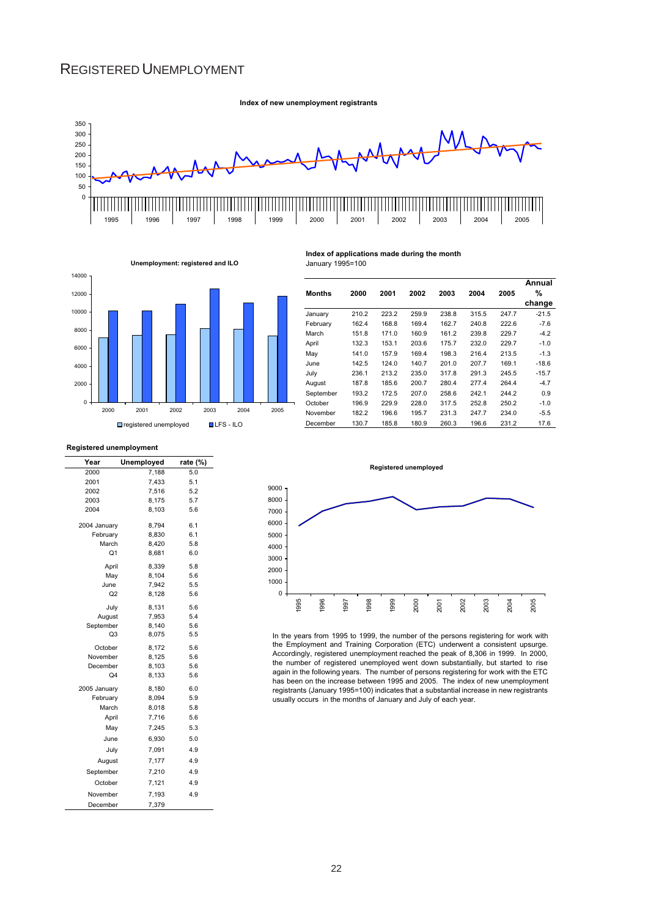# REGISTERED UNEMPLOYMENT

**Index of new unemployment registrants**

**Unemployment: registered and ILO**

**Index of applications made during the month**
January 1995=100

| Months | 2000 | 2001 | 2002 | 2003 | 2004 | 2005 | Annual % change |
|---|---|---|---|---|---|---|---|
| January | 210.2 | 223.2 | 259.9 | 238.8 | 315.5 | 247.7 | -21.5 |
| February | 162.4 | 168.8 | 169.4 | 162.7 | 240.8 | 222.6 | -7.6 |
| March | 151.8 | 171.0 | 160.9 | 161.2 | 239.8 | 229.7 | -4.2 |
| April | 132.3 | 153.1 | 203.6 | 175.7 | 232.0 | 229.7 | -1.0 |
| May | 141.0 | 157.9 | 169.4 | 198.3 | 216.4 | 213.5 | -1.3 |
| June | 142.5 | 124.0 | 140.7 | 201.0 | 207.7 | 169.1 | -18.6 |
| July | 236.1 | 213.2 | 235.0 | 317.8 | 291.3 | 245.5 | -15.7 |
| August | 187.8 | 185.6 | 200.7 | 280.4 | 277.4 | 264.4 | -4.7 |
| September | 193.2 | 172.5 | 207.0 | 258.6 | 242.1 | 244.2 | 0.9 |
| October | 196.9 | 229.9 | 228.0 | 317.5 | 252.8 | 250.2 | -1.0 |
| November | 182.2 | 196.6 | 195.7 | 231.3 | 247.7 | 234.0 | -5.5 |
| December | 130.7 | 185.8 | 180.9 | 260.3 | 196.6 | 231.2 | 17.6 |

**Registered unemployment**

| Year | Unemployed | rate (%) |
|---|---|---|
| 2000 | 7,188 | 5.0 |
| 2001 | 7,433 | 5.1 |
| 2002 | 7,516 | 5.2 |
| 2003 | 8,175 | 5.7 |
| 2004 | 8,103 | 5.6 |
| 2004 January | 8,794 | 6.1 |
| February | 8,830 | 6.1 |
| March | 8,420 | 5.8 |
| Q1 | 8,681 | 6.0 |
| April | 8,339 | 5.8 |
| May | 8,104 | 5.6 |
| June | 7,942 | 5.5 |
| Q2 | 8,128 | 5.6 |
| July | 8,131 | 5.6 |
| August | 7,953 | 5.4 |
| September | 8,140 | 5.6 |
| Q3 | 8,075 | 5.5 |
| October | 8,172 | 5.6 |
| November | 8,125 | 5.6 |
| December | 8,103 | 5.6 |
| Q4 | 8,133 | 5.6 |
| 2005 January | 8,180 | 6.0 |
| February | 8,094 | 5.9 |
| March | 8,018 | 5.8 |
| April | 7,716 | 5.6 |
| May | 7,245 | 5.3 |
| June | 6,930 | 5.0 |
| July | 7,091 | 4.9 |
| August | 7,177 | 4.9 |
| September | 7,210 | 4.9 |
| October | 7,121 | 4.9 |
| November | 7,193 | 4.9 |
| December | 7,379 | |

**Registered unemployed**

In the years from 1995 to 1999, the number of the persons registering for work with the Employment and Training Corporation (ETC) underwent a consistent upsurge. Accordingly, registered unemployment reached the peak of 8,306 in 1999. In 2000, the number of registered unemployed went down substantially, but started to rise again in the following years. The number of persons registering for work with the ETC has been on the increase between 1995 and 2005. The index of new unemployment registrants (January 1995=100) indicates that a substantial increase in new registrants usually occurs in the months of January and July of each year.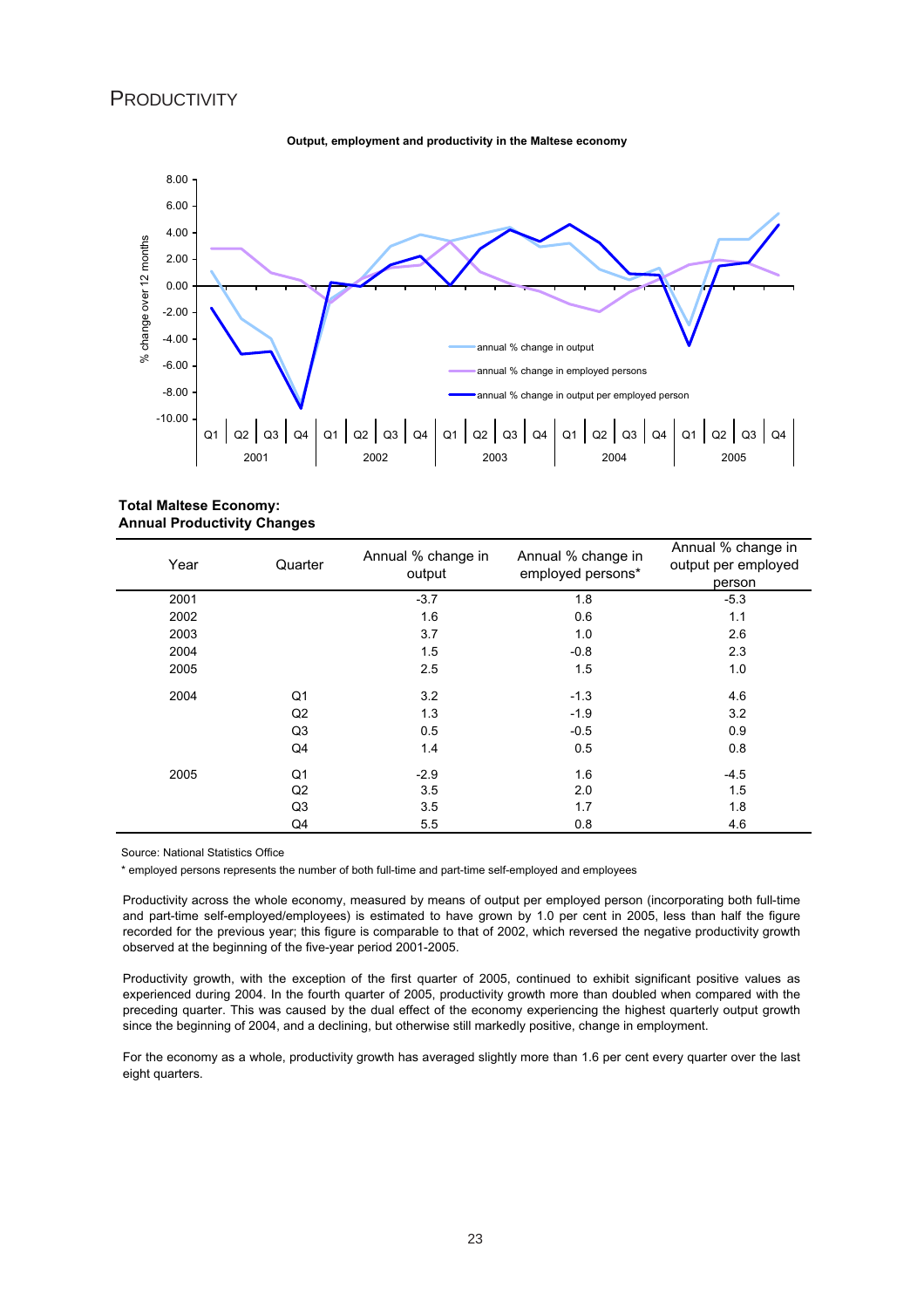# PRODUCTIVITY

**Output, employment and productivity in the Maltese economy**

**Total Maltese Economy:**
**Annual Productivity Changes**

| Year | Quarter | Annual % change in output | Annual % change in employed persons* | Annual % change in output per employed person |
|---|---|---|---|---|
| 2001 | | -3.7 | 1.8 | -5.3 |
| 2002 | | 1.6 | 0.6 | 1.1 |
| 2003 | | 3.7 | 1.0 | 2.6 |
| 2004 | | 1.5 | -0.8 | 2.3 |
| 2005 | | 2.5 | 1.5 | 1.0 |
| 2004 | Q1 | 3.2 | -1.3 | 4.6 |
| | Q2 | 1.3 | -1.9 | 3.2 |
| | Q3 | 0.5 | -0.5 | 0.9 |
| | Q4 | 1.4 | 0.5 | 0.8 |
| 2005 | Q1 | -2.9 | 1.6 | -4.5 |
| | Q2 | 3.5 | 2.0 | 1.5 |
| | Q3 | 3.5 | 1.7 | 1.8 |
| | Q4 | 5.5 | 0.8 | 4.6 |

Source: National Statistics Office

* employed persons represents the number of both full-time and part-time self-employed and employees

Productivity across the whole economy, measured by means of output per employed person (incorporating both full-time and part-time self-employed/employees) is estimated to have grown by 1.0 per cent in 2005, less than half the figure recorded for the previous year; this figure is comparable to that of 2002, which reversed the negative productivity growth observed at the beginning of the five-year period 2001-2005.

Productivity growth, with the exception of the first quarter of 2005, continued to exhibit significant positive values as experienced during 2004. In the fourth quarter of 2005, productivity growth more than doubled when compared with the preceding quarter. This was caused by the dual effect of the economy experiencing the highest quarterly output growth since the beginning of 2004, and a declining, but otherwise still markedly positive, change in employment.

For the economy as a whole, productivity growth has averaged slightly more than 1.6 per cent every quarter over the last eight quarters.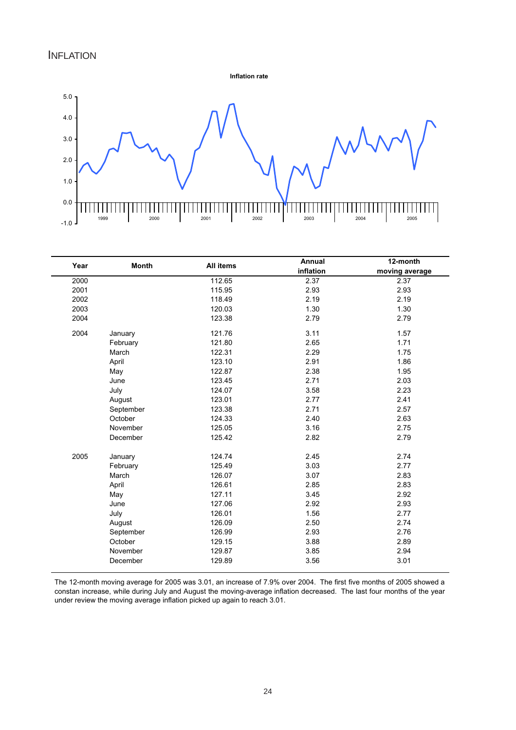# INFLATION

Inflation rate

| Year | Month | All items | Annual inflation | 12-month moving average |
|---|---|---|---|---|
| 2000 | | 112.65 | 2.37 | 2.37 |
| 2001 | | 115.95 | 2.93 | 2.93 |
| 2002 | | 118.49 | 2.19 | 2.19 |
| 2003 | | 120.03 | 1.30 | 1.30 |
| 2004 | | 123.38 | 2.79 | 2.79 |
| 2004 | January | 121.76 | 3.11 | 1.57 |
| | February | 121.80 | 2.65 | 1.71 |
| | March | 122.31 | 2.29 | 1.75 |
| | April | 123.10 | 2.91 | 1.86 |
| | May | 122.87 | 2.38 | 1.95 |
| | June | 123.45 | 2.71 | 2.03 |
| | July | 124.07 | 3.58 | 2.23 |
| | August | 123.01 | 2.77 | 2.41 |
| | September | 123.38 | 2.71 | 2.57 |
| | October | 124.33 | 2.40 | 2.63 |
| | November | 125.05 | 3.16 | 2.75 |
| | December | 125.42 | 2.82 | 2.79 |
| 2005 | January | 124.74 | 2.45 | 2.74 |
| | February | 125.49 | 3.03 | 2.77 |
| | March | 126.07 | 3.07 | 2.83 |
| | April | 126.61 | 2.85 | 2.83 |
| | May | 127.11 | 3.45 | 2.92 |
| | June | 127.06 | 2.92 | 2.93 |
| | July | 126.01 | 1.56 | 2.77 |
| | August | 126.09 | 2.50 | 2.74 |
| | September | 126.99 | 2.93 | 2.76 |
| | October | 129.15 | 3.88 | 2.89 |
| | November | 129.87 | 3.85 | 2.94 |
| | December | 129.89 | 3.56 | 3.01 |

The 12-month moving average for 2005 was 3.01, an increase of 7.9% over 2004. The first five months of 2005 showed a constan increase, while during July and August the moving-average inflation decreased. The last four months of the year under review the moving average inflation picked up again to reach 3.01.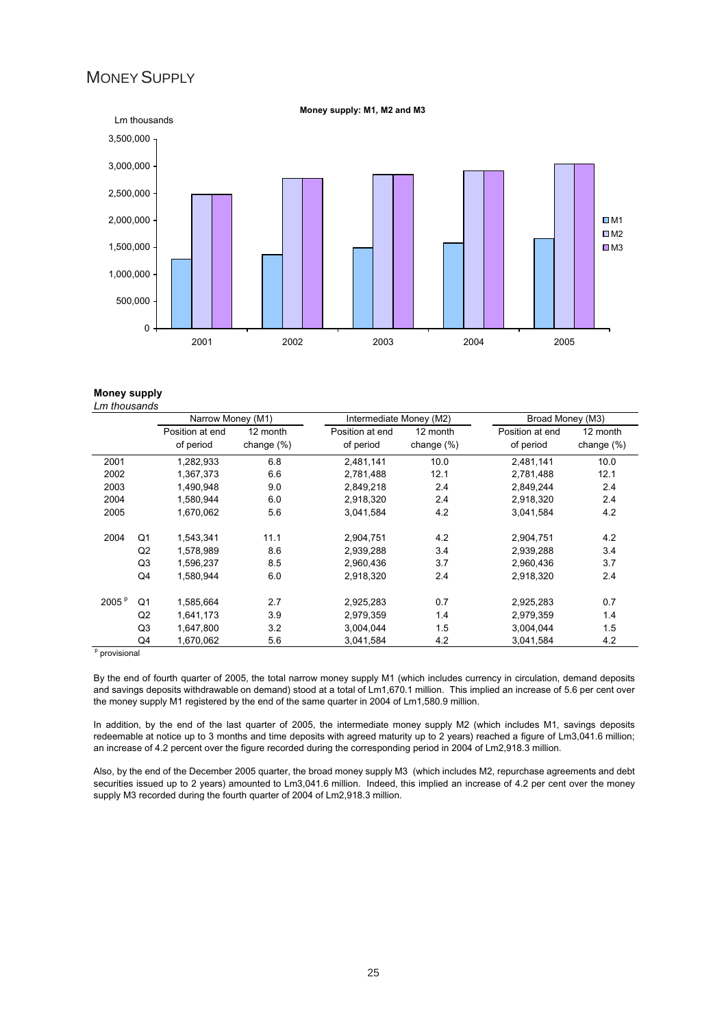# MONEY SUPPLY

**Money supply: M1, M2 and M3**

**Money supply**

*Lm thousands*

| | | Narrow Money (M1) | | Intermediate Money (M2) | | Broad Money (M3) | |
|---|---|---|---|---|---|---|---|
| | | Position at end of period | 12 month change (%) | Position at end of period | 12 month change (%) | Position at end of period | 12 month change (%) |
| 2001 | | 1,282,933 | 6.8 | 2,481,141 | 10.0 | 2,481,141 | 10.0 |
| 2002 | | 1,367,373 | 6.6 | 2,781,488 | 12.1 | 2,781,488 | 12.1 |
| 2003 | | 1,490,948 | 9.0 | 2,849,218 | 2.4 | 2,849,244 | 2.4 |
| 2004 | | 1,580,944 | 6.0 | 2,918,320 | 2.4 | 2,918,320 | 2.4 |
| 2005 | | 1,670,062 | 5.6 | 3,041,584 | 4.2 | 3,041,584 | 4.2 |
| 2004 | Q1 | 1,543,341 | 11.1 | 2,904,751 | 4.2 | 2,904,751 | 4.2 |
| | Q2 | 1,578,989 | 8.6 | 2,939,288 | 3.4 | 2,939,288 | 3.4 |
| | Q3 | 1,596,237 | 8.5 | 2,960,436 | 3.7 | 2,960,436 | 3.7 |
| | Q4 | 1,580,944 | 6.0 | 2,918,320 | 2.4 | 2,918,320 | 2.4 |
| 2005 [p] | Q1 | 1,585,664 | 2.7 | 2,925,283 | 0.7 | 2,925,283 | 0.7 |
| | Q2 | 1,641,173 | 3.9 | 2,979,359 | 1.4 | 2,979,359 | 1.4 |
| | Q3 | 1,647,800 | 3.2 | 3,004,044 | 1.5 | 3,004,044 | 1.5 |
| | Q4 | 1,670,062 | 5.6 | 3,041,584 | 4.2 | 3,041,584 | 4.2 |

[p] provisional

By the end of fourth quarter of 2005, the total narrow money supply M1 (which includes currency in circulation, demand deposits and savings deposits withdrawable on demand) stood at a total of Lm1,670.1 million. This implied an increase of 5.6 per cent over the money supply M1 registered by the end of the same quarter in 2004 of Lm1,580.9 million.

In addition, by the end of the last quarter of 2005, the intermediate money supply M2 (which includes M1, savings deposits redeemable at notice up to 3 months and time deposits with agreed maturity up to 2 years) reached a figure of Lm3,041.6 million; an increase of 4.2 percent over the figure recorded during the corresponding period in 2004 of Lm2,918.3 million.

Also, by the end of the December 2005 quarter, the broad money supply M3 (which includes M2, repurchase agreements and debt securities issued up to 2 years) amounted to Lm3,041.6 million. Indeed, this implied an increase of 4.2 per cent over the money supply M3 recorded during the fourth quarter of 2004 of Lm2,918.3 million.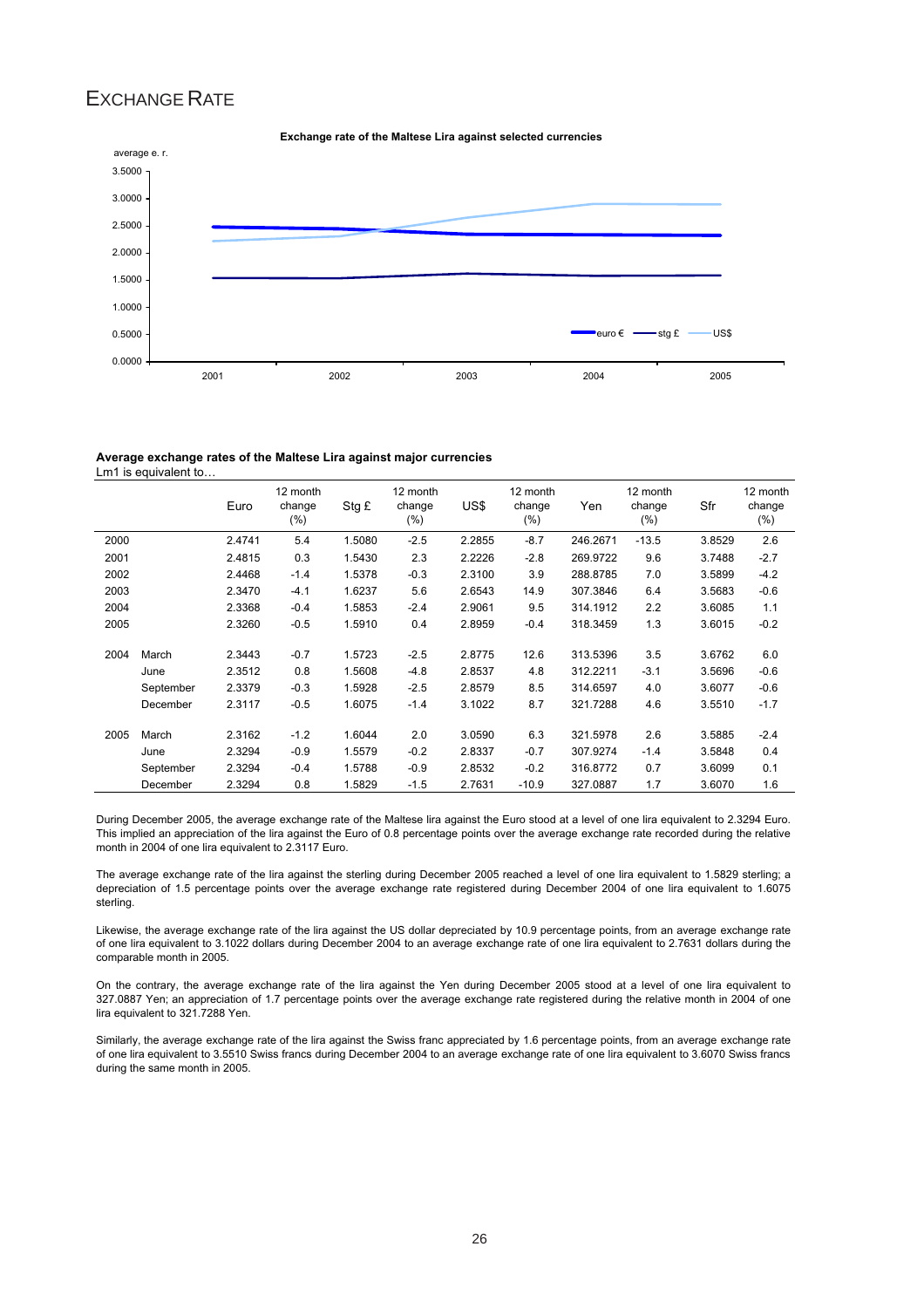# Exchange Rate

**Exchange rate of the Maltese Lira against selected currencies**

**Average exchange rates of the Maltese Lira against major currencies**

Lm1 is equivalent to…

| | | Euro | 12 month change (%) | Stg £ | 12 month change (%) | US$ | 12 month change (%) | Yen | 12 month change (%) | Sfr | 12 month change (%) |
|---|---|---|---|---|---|---|---|---|---|---|---|
| 2000 | | 2.4741 | 5.4 | 1.5080 | -2.5 | 2.2855 | -8.7 | 246.2671 | -13.5 | 3.8529 | 2.6 |
| 2001 | | 2.4815 | 0.3 | 1.5430 | 2.3 | 2.2226 | -2.8 | 269.9722 | 9.6 | 3.7488 | -2.7 |
| 2002 | | 2.4468 | -1.4 | 1.5378 | -0.3 | 2.3100 | 3.9 | 288.8785 | 7.0 | 3.5899 | -4.2 |
| 2003 | | 2.3470 | -4.1 | 1.6237 | 5.6 | 2.6543 | 14.9 | 307.3846 | 6.4 | 3.5683 | -0.6 |
| 2004 | | 2.3368 | -0.4 | 1.5853 | -2.4 | 2.9061 | 9.5 | 314.1912 | 2.2 | 3.6085 | 1.1 |
| 2005 | | 2.3260 | -0.5 | 1.5910 | 0.4 | 2.8959 | -0.4 | 318.3459 | 1.3 | 3.6015 | -0.2 |
| 2004 | March | 2.3443 | -0.7 | 1.5723 | -2.5 | 2.8775 | 12.6 | 313.5396 | 3.5 | 3.6762 | 6.0 |
| | June | 2.3512 | 0.8 | 1.5608 | -4.8 | 2.8537 | 4.8 | 312.2211 | -3.1 | 3.5696 | -0.6 |
| | September | 2.3379 | -0.3 | 1.5928 | -2.5 | 2.8579 | 8.5 | 314.6597 | 4.0 | 3.6077 | -0.6 |
| | December | 2.3117 | -0.5 | 1.6075 | -1.4 | 3.1022 | 8.7 | 321.7288 | 4.6 | 3.5510 | -1.7 |
| 2005 | March | 2.3162 | -1.2 | 1.6044 | 2.0 | 3.0590 | 6.3 | 321.5978 | 2.6 | 3.5885 | -2.4 |
| | June | 2.3294 | -0.9 | 1.5579 | -0.2 | 2.8337 | -0.7 | 307.9274 | -1.4 | 3.5848 | 0.4 |
| | September | 2.3294 | -0.4 | 1.5788 | -0.9 | 2.8532 | -0.2 | 316.8772 | 0.7 | 3.6099 | 0.1 |
| | December | 2.3294 | 0.8 | 1.5829 | -1.5 | 2.7631 | -10.9 | 327.0887 | 1.7 | 3.6070 | 1.6 |

During December 2005, the average exchange rate of the Maltese lira against the Euro stood at a level of one lira equivalent to 2.3294 Euro. This implied an appreciation of the lira against the Euro of 0.8 percentage points over the average exchange rate recorded during the relative month in 2004 of one lira equivalent to 2.3117 Euro.

The average exchange rate of the lira against the sterling during December 2005 reached a level of one lira equivalent to 1.5829 sterling; a depreciation of 1.5 percentage points over the average exchange rate registered during December 2004 of one lira equivalent to 1.6075 sterling.

Likewise, the average exchange rate of the lira against the US dollar depreciated by 10.9 percentage points, from an average exchange rate of one lira equivalent to 3.1022 dollars during December 2004 to an average exchange rate of one lira equivalent to 2.7631 dollars during the comparable month in 2005.

On the contrary, the average exchange rate of the lira against the Yen during December 2005 stood at a level of one lira equivalent to 327.0887 Yen; an appreciation of 1.7 percentage points over the average exchange rate registered during the relative month in 2004 of one lira equivalent to 321.7288 Yen.

Similarly, the average exchange rate of the lira against the Swiss franc appreciated by 1.6 percentage points, from an average exchange rate of one lira equivalent to 3.5510 Swiss francs during December 2004 to an average exchange rate of one lira equivalent to 3.6070 Swiss francs during the same month in 2005.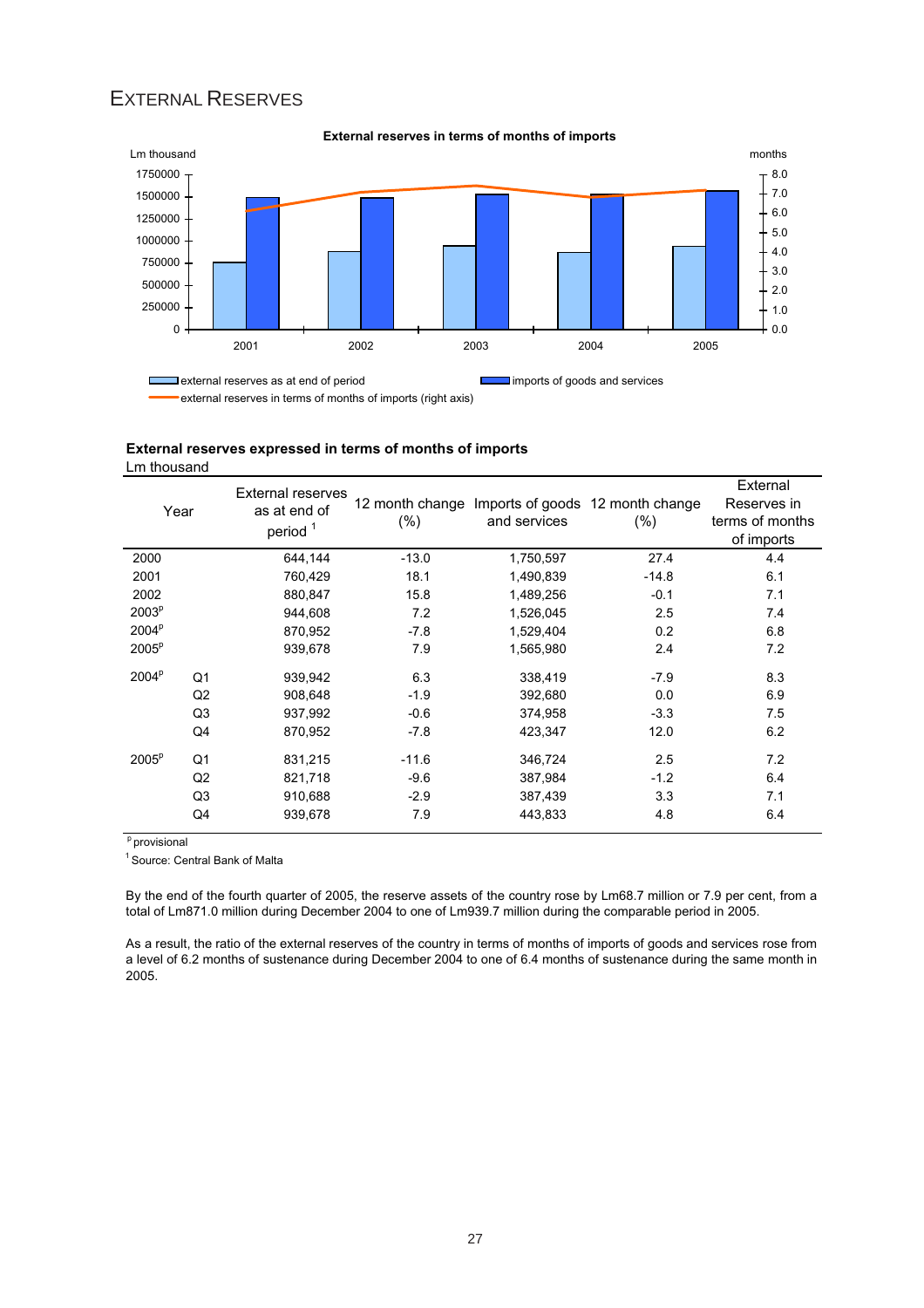# External Reserves

**External reserves in terms of months of imports**

**External reserves expressed in terms of months of imports**

Lm thousand

| Year | | External reserves as at end of period [1] | 12 month change (%) | Imports of goods and services | 12 month change (%) | External Reserves in terms of months of imports |
|---|---|---|---|---|---|---|
| 2000 | | 644,144 | -13.0 | 1,750,597 | 27.4 | 4.4 |
| 2001 | | 760,429 | 18.1 | 1,490,839 | -14.8 | 6.1 |
| 2002 | | 880,847 | 15.8 | 1,489,256 | -0.1 | 7.1 |
| 2003[p] | | 944,608 | 7.2 | 1,526,045 | 2.5 | 7.4 |
| 2004[p] | | 870,952 | -7.8 | 1,529,404 | 0.2 | 6.8 |
| 2005[p] | | 939,678 | 7.9 | 1,565,980 | 2.4 | 7.2 |
| 2004[p] | Q1 | 939,942 | 6.3 | 338,419 | -7.9 | 8.3 |
| | Q2 | 908,648 | -1.9 | 392,680 | 0.0 | 6.9 |
| | Q3 | 937,992 | -0.6 | 374,958 | -3.3 | 7.5 |
| | Q4 | 870,952 | -7.8 | 423,347 | 12.0 | 6.2 |
| 2005[p] | Q1 | 831,215 | -11.6 | 346,724 | 2.5 | 7.2 |
| | Q2 | 821,718 | -9.6 | 387,984 | -1.2 | 6.4 |
| | Q3 | 910,688 | -2.9 | 387,439 | 3.3 | 7.1 |
| | Q4 | 939,678 | 7.9 | 443,833 | 4.8 | 6.4 |

[p] provisional

[1] Source: Central Bank of Malta

By the end of the fourth quarter of 2005, the reserve assets of the country rose by Lm68.7 million or 7.9 per cent, from a total of Lm871.0 million during December 2004 to one of Lm939.7 million during the comparable period in 2005.

As a result, the ratio of the external reserves of the country in terms of months of imports of goods and services rose from a level of 6.2 months of sustenance during December 2004 to one of 6.4 months of sustenance during the same month in 2005.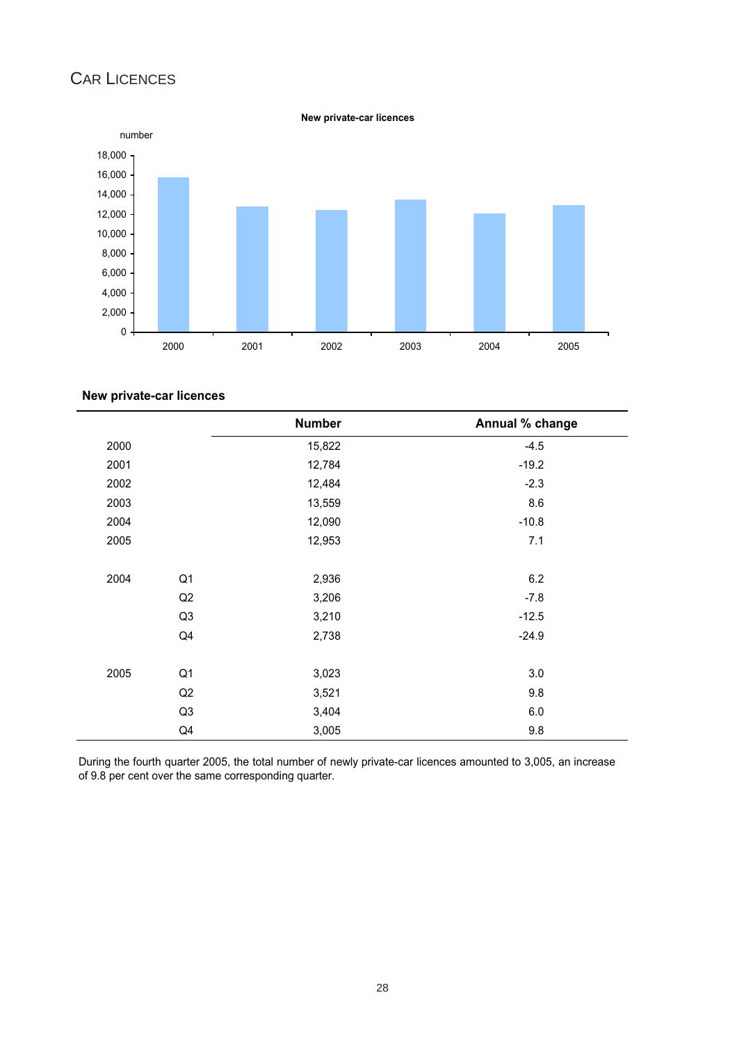## CAR LICENCES

New private-car licences

number

18,000
16,000
14,000
12,000
10,000
8,000
6,000
4,000
2,000
0

2000
2001
2002
2003
2004
2005

**New private-car licences**

| | | Number | Annual % change |
|---|---|---|---|
| 2000 | | 15,822 | -4.5 |
| 2001 | | 12,784 | -19.2 |
| 2002 | | 12,484 | -2.3 |
| 2003 | | 13,559 | 8.6 |
| 2004 | | 12,090 | -10.8 |
| 2005 | | 12,953 | 7.1 |
| | | | |
| 2004 | Q1 | 2,936 | 6.2 |
| | Q2 | 3,206 | -7.8 |
| | Q3 | 3,210 | -12.5 |
| | Q4 | 2,738 | -24.9 |
| | | | |
| 2005 | Q1 | 3,023 | 3.0 |
| | Q2 | 3,521 | 9.8 |
| | Q3 | 3,404 | 6.0 |
| | Q4 | 3,005 | 9.8 |

During the fourth quarter 2005, the total number of newly private-car licences amounted to 3,005, an increase of 9.8 per cent over the same corresponding quarter.